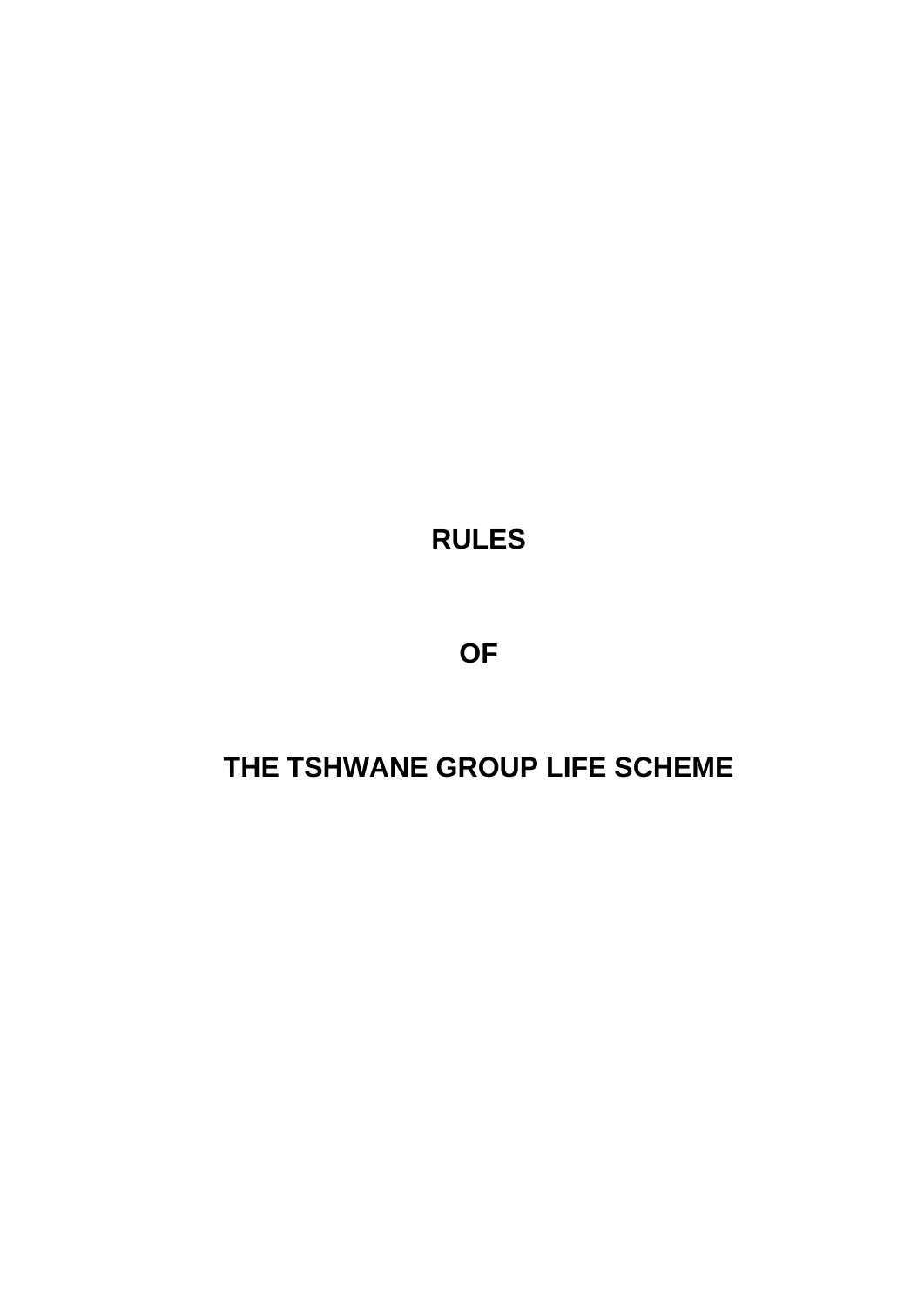# RULES

# OF

# THE TSHWANE GROUP LIFE SCHEME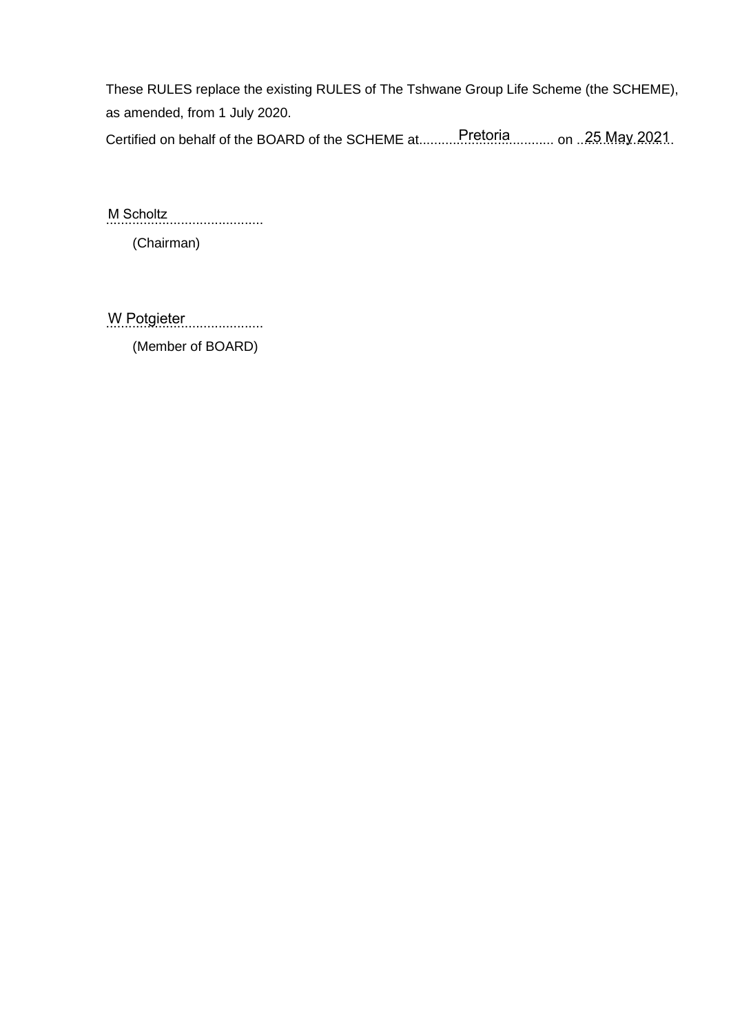These RULES replace the existing RULES of The Tshwane Group Life Scheme (the SCHEME), as amended, from 1 July 2020.

Certified on behalf of the BOARD of the SCHEME at Pretoria on 25 May 2021

M Scholtz

(Chairman)

W Potgieter

(Member of BOARD)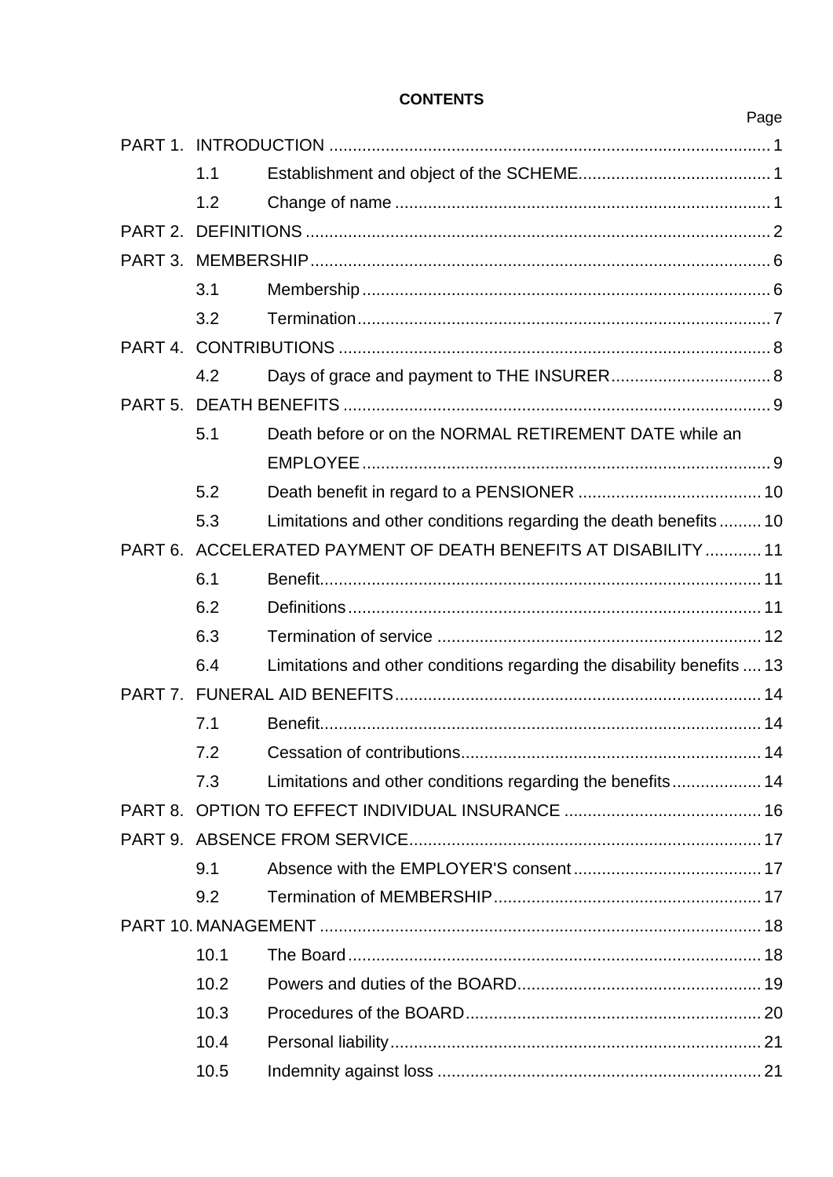**CONTENTS**

| | | Page |
|---|---|---|
| PART 1. | INTRODUCTION | 1 |
| 1.1 | Establishment and object of the SCHEME | 1 |
| 1.2 | Change of name | 1 |
| PART 2. | DEFINITIONS | 2 |
| PART 3. | MEMBERSHIP | 6 |
| 3.1 | Membership | 6 |
| 3.2 | Termination | 7 |
| PART 4. | CONTRIBUTIONS | 8 |
| 4.2 | Days of grace and payment to THE INSURER | 8 |
| PART 5. | DEATH BENEFITS | 9 |
| 5.1 | Death before or on the NORMAL RETIREMENT DATE while an EMPLOYEE | 9 |
| 5.2 | Death benefit in regard to a PENSIONER | 10 |
| 5.3 | Limitations and other conditions regarding the death benefits | 10 |
| PART 6. | ACCELERATED PAYMENT OF DEATH BENEFITS AT DISABILITY | 11 |
| 6.1 | Benefit | 11 |
| 6.2 | Definitions | 11 |
| 6.3 | Termination of service | 12 |
| 6.4 | Limitations and other conditions regarding the disability benefits | 13 |
| PART 7. | FUNERAL AID BENEFITS | 14 |
| 7.1 | Benefit | 14 |
| 7.2 | Cessation of contributions | 14 |
| 7.3 | Limitations and other conditions regarding the benefits | 14 |
| PART 8. | OPTION TO EFFECT INDIVIDUAL INSURANCE | 16 |
| PART 9. | ABSENCE FROM SERVICE | 17 |
| 9.1 | Absence with the EMPLOYER'S consent | 17 |
| 9.2 | Termination of MEMBERSHIP | 17 |
| PART 10. | MANAGEMENT | 18 |
| 10.1 | The Board | 18 |
| 10.2 | Powers and duties of the BOARD | 19 |
| 10.3 | Procedures of the BOARD | 20 |
| 10.4 | Personal liability | 21 |
| 10.5 | Indemnity against loss | 21 |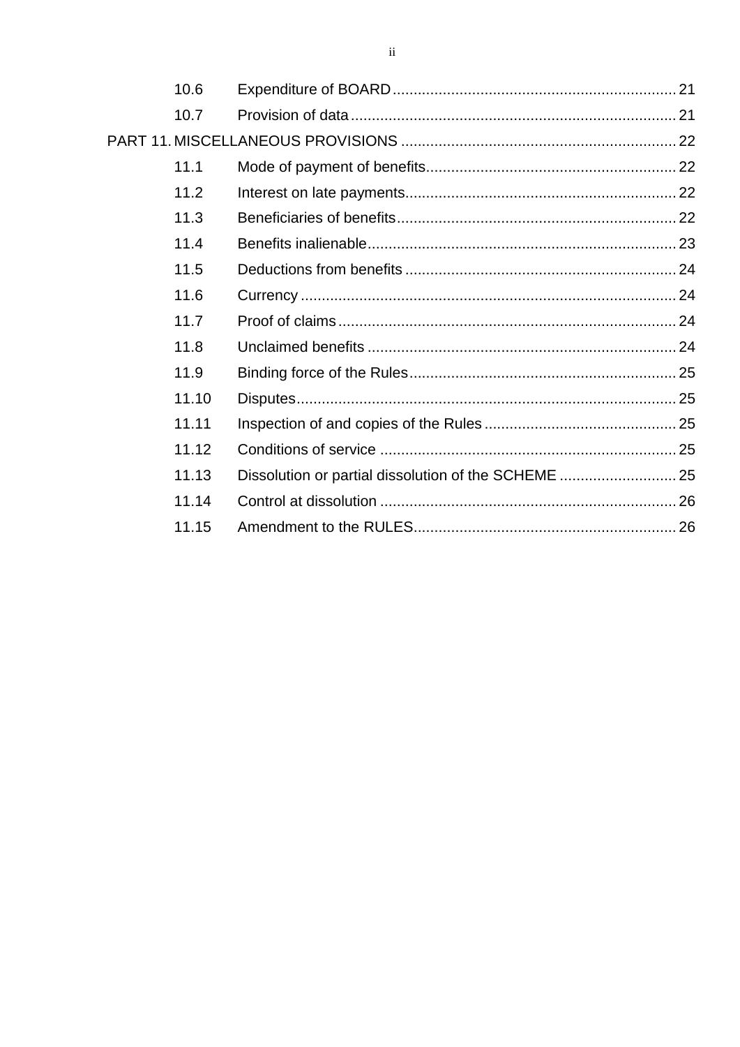| | | |
|---|---|---|
| 10.6 | Expenditure of BOARD | 21 |
| 10.7 | Provision of data | 21 |
| PART 11. | MISCELLANEOUS PROVISIONS | 22 |
| 11.1 | Mode of payment of benefits | 22 |
| 11.2 | Interest on late payments | 22 |
| 11.3 | Beneficiaries of benefits | 22 |
| 11.4 | Benefits inalienable | 23 |
| 11.5 | Deductions from benefits | 24 |
| 11.6 | Currency | 24 |
| 11.7 | Proof of claims | 24 |
| 11.8 | Unclaimed benefits | 24 |
| 11.9 | Binding force of the Rules | 25 |
| 11.10 | Disputes | 25 |
| 11.11 | Inspection of and copies of the Rules | 25 |
| 11.12 | Conditions of service | 25 |
| 11.13 | Dissolution or partial dissolution of the SCHEME | 25 |
| 11.14 | Control at dissolution | 26 |
| 11.15 | Amendment to the RULES | 26 |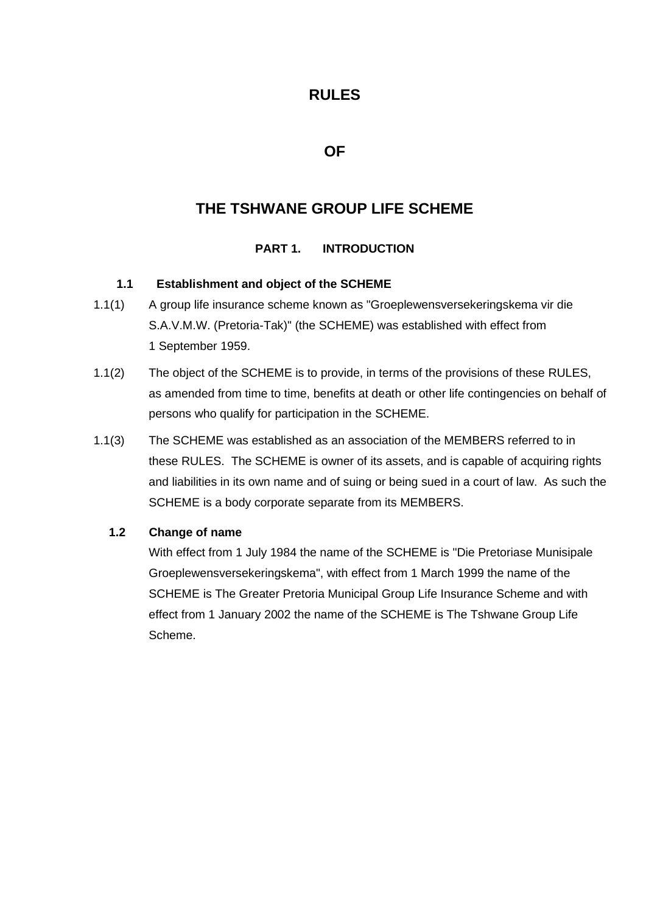# RULES

# OF

# THE TSHWANE GROUP LIFE SCHEME

## PART 1. INTRODUCTION

### 1.1 Establishment and object of the SCHEME

1.1(1) A group life insurance scheme known as "Groeplewensversekeringskema vir die S.A.V.M.W. (Pretoria-Tak)" (the SCHEME) was established with effect from 1 September 1959.

1.1(2) The object of the SCHEME is to provide, in terms of the provisions of these RULES, as amended from time to time, benefits at death or other life contingencies on behalf of persons who qualify for participation in the SCHEME.

1.1(3) The SCHEME was established as an association of the MEMBERS referred to in these RULES. The SCHEME is owner of its assets, and is capable of acquiring rights and liabilities in its own name and of suing or being sued in a court of law. As such the SCHEME is a body corporate separate from its MEMBERS.

### 1.2 Change of name

With effect from 1 July 1984 the name of the SCHEME is "Die Pretoriase Munisipale Groeplewensversekeringskema", with effect from 1 March 1999 the name of the SCHEME is The Greater Pretoria Municipal Group Life Insurance Scheme and with effect from 1 January 2002 the name of the SCHEME is The Tshwane Group Life Scheme.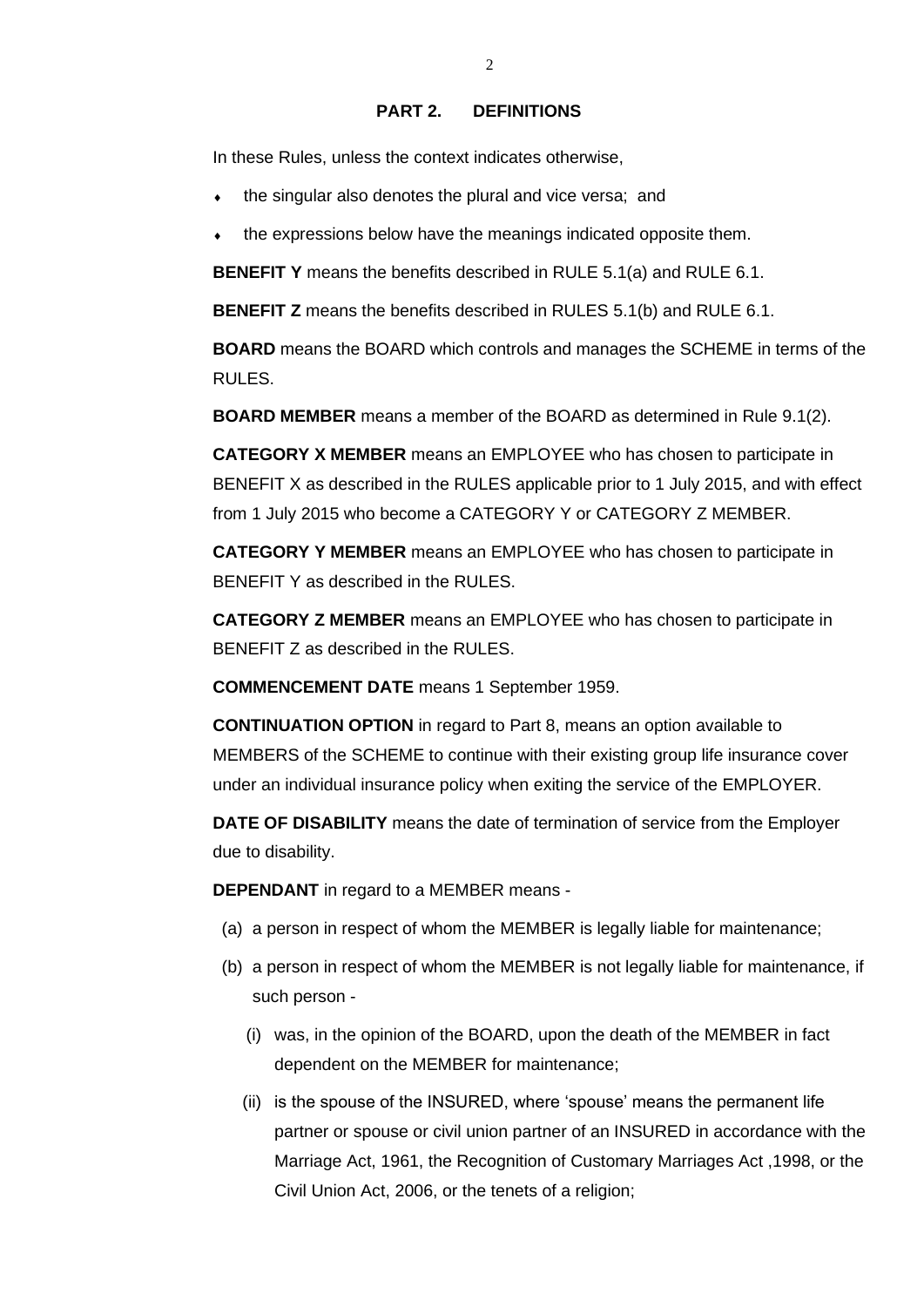## PART 2. DEFINITIONS

In these Rules, unless the context indicates otherwise,

- the singular also denotes the plural and vice versa; and
- the expressions below have the meanings indicated opposite them.

**BENEFIT Y** means the benefits described in RULE 5.1(a) and RULE 6.1.

**BENEFIT Z** means the benefits described in RULES 5.1(b) and RULE 6.1.

**BOARD** means the BOARD which controls and manages the SCHEME in terms of the RULES.

**BOARD MEMBER** means a member of the BOARD as determined in Rule 9.1(2).

**CATEGORY X MEMBER** means an EMPLOYEE who has chosen to participate in BENEFIT X as described in the RULES applicable prior to 1 July 2015, and with effect from 1 July 2015 who become a CATEGORY Y or CATEGORY Z MEMBER.

**CATEGORY Y MEMBER** means an EMPLOYEE who has chosen to participate in BENEFIT Y as described in the RULES.

**CATEGORY Z MEMBER** means an EMPLOYEE who has chosen to participate in BENEFIT Z as described in the RULES.

**COMMENCEMENT DATE** means 1 September 1959.

**CONTINUATION OPTION** in regard to Part 8, means an option available to MEMBERS of the SCHEME to continue with their existing group life insurance cover under an individual insurance policy when exiting the service of the EMPLOYER.

**DATE OF DISABILITY** means the date of termination of service from the Employer due to disability.

**DEPENDANT** in regard to a MEMBER means -

(a) a person in respect of whom the MEMBER is legally liable for maintenance;

(b) a person in respect of whom the MEMBER is not legally liable for maintenance, if such person -

  (i) was, in the opinion of the BOARD, upon the death of the MEMBER in fact dependent on the MEMBER for maintenance;

  (ii) is the spouse of the INSURED, where 'spouse' means the permanent life partner or spouse or civil union partner of an INSURED in accordance with the Marriage Act, 1961, the Recognition of Customary Marriages Act ,1998, or the Civil Union Act, 2006, or the tenets of a religion;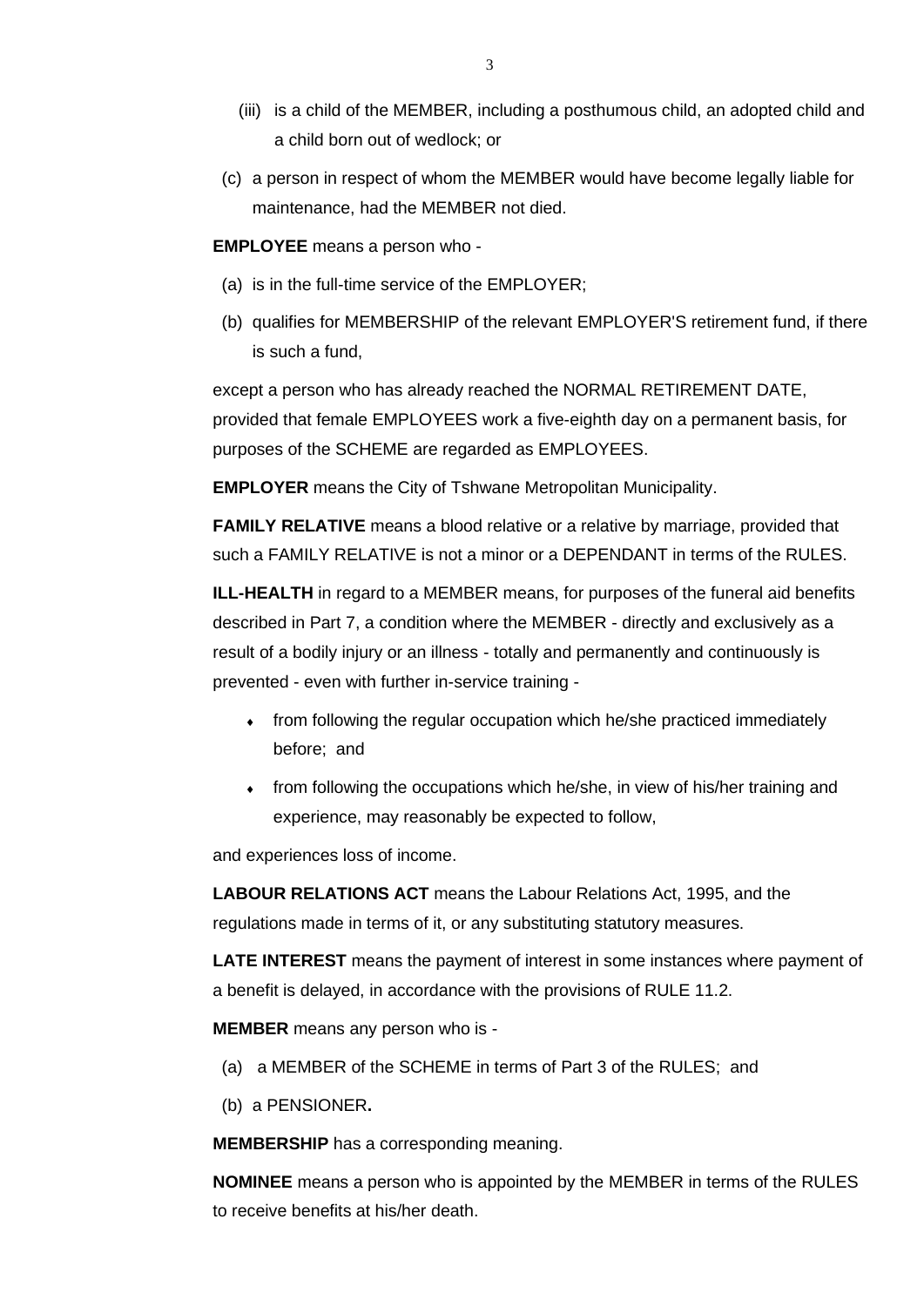(iii) is a child of the MEMBER, including a posthumous child, an adopted child and a child born out of wedlock; or

(c) a person in respect of whom the MEMBER would have become legally liable for maintenance, had the MEMBER not died.

**EMPLOYEE** means a person who -

(a) is in the full-time service of the EMPLOYER;

(b) qualifies for MEMBERSHIP of the relevant EMPLOYER'S retirement fund, if there is such a fund,

except a person who has already reached the NORMAL RETIREMENT DATE, provided that female EMPLOYEES work a five-eighth day on a permanent basis, for purposes of the SCHEME are regarded as EMPLOYEES.

**EMPLOYER** means the City of Tshwane Metropolitan Municipality.

**FAMILY RELATIVE** means a blood relative or a relative by marriage, provided that such a FAMILY RELATIVE is not a minor or a DEPENDANT in terms of the RULES.

**ILL-HEALTH** in regard to a MEMBER means, for purposes of the funeral aid benefits described in Part 7, a condition where the MEMBER - directly and exclusively as a result of a bodily injury or an illness - totally and permanently and continuously is prevented - even with further in-service training -

- from following the regular occupation which he/she practiced immediately before; and
- from following the occupations which he/she, in view of his/her training and experience, may reasonably be expected to follow,

and experiences loss of income.

**LABOUR RELATIONS ACT** means the Labour Relations Act, 1995, and the regulations made in terms of it, or any substituting statutory measures.

**LATE INTEREST** means the payment of interest in some instances where payment of a benefit is delayed, in accordance with the provisions of RULE 11.2.

**MEMBER** means any person who is -

(a) a MEMBER of the SCHEME in terms of Part 3 of the RULES; and

(b) a PENSIONER**.**

**MEMBERSHIP** has a corresponding meaning.

**NOMINEE** means a person who is appointed by the MEMBER in terms of the RULES to receive benefits at his/her death.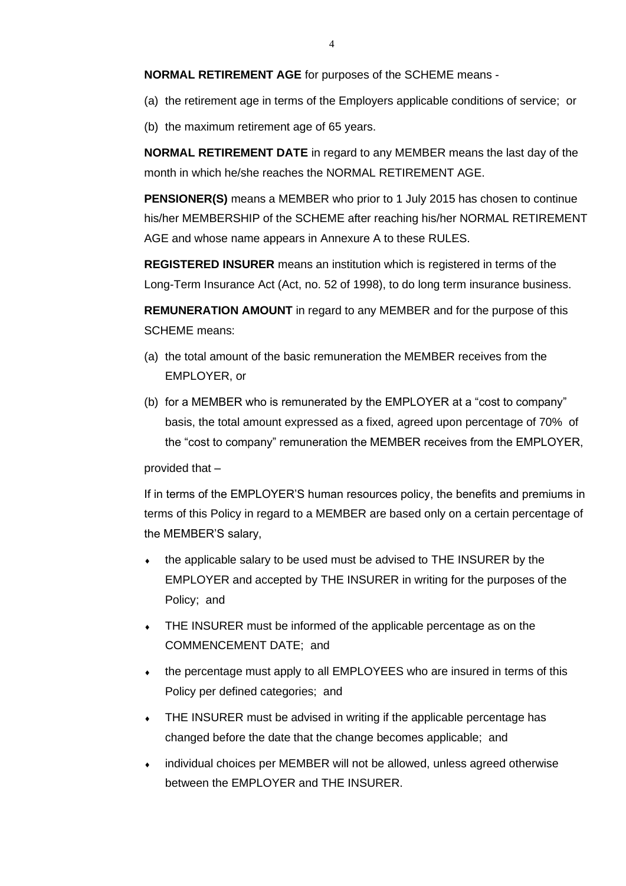**NORMAL RETIREMENT AGE** for purposes of the SCHEME means -

(a) the retirement age in terms of the Employers applicable conditions of service; or

(b) the maximum retirement age of 65 years.

**NORMAL RETIREMENT DATE** in regard to any MEMBER means the last day of the month in which he/she reaches the NORMAL RETIREMENT AGE.

**PENSIONER(S)** means a MEMBER who prior to 1 July 2015 has chosen to continue his/her MEMBERSHIP of the SCHEME after reaching his/her NORMAL RETIREMENT AGE and whose name appears in Annexure A to these RULES.

**REGISTERED INSURER** means an institution which is registered in terms of the Long-Term Insurance Act (Act, no. 52 of 1998), to do long term insurance business.

**REMUNERATION AMOUNT** in regard to any MEMBER and for the purpose of this SCHEME means:

(a) the total amount of the basic remuneration the MEMBER receives from the EMPLOYER, or

(b) for a MEMBER who is remunerated by the EMPLOYER at a "cost to company" basis, the total amount expressed as a fixed, agreed upon percentage of 70% of the "cost to company" remuneration the MEMBER receives from the EMPLOYER,

provided that –

If in terms of the EMPLOYER'S human resources policy, the benefits and premiums in terms of this Policy in regard to a MEMBER are based only on a certain percentage of the MEMBER'S salary,

- the applicable salary to be used must be advised to THE INSURER by the EMPLOYER and accepted by THE INSURER in writing for the purposes of the Policy; and
- THE INSURER must be informed of the applicable percentage as on the COMMENCEMENT DATE; and
- the percentage must apply to all EMPLOYEES who are insured in terms of this Policy per defined categories; and
- THE INSURER must be advised in writing if the applicable percentage has changed before the date that the change becomes applicable; and
- individual choices per MEMBER will not be allowed, unless agreed otherwise between the EMPLOYER and THE INSURER.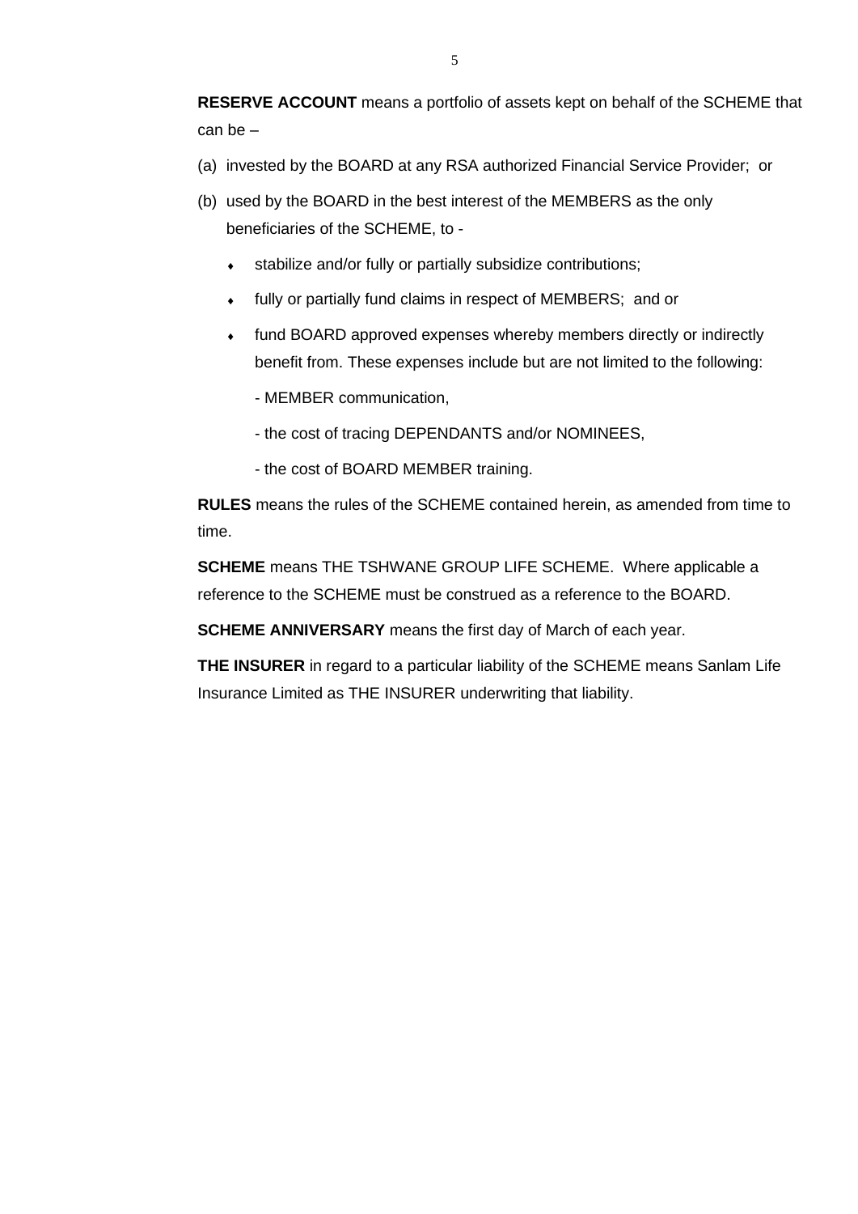**RESERVE ACCOUNT** means a portfolio of assets kept on behalf of the SCHEME that can be –

(a) invested by the BOARD at any RSA authorized Financial Service Provider; or

(b) used by the BOARD in the best interest of the MEMBERS as the only beneficiaries of the SCHEME, to -

- stabilize and/or fully or partially subsidize contributions;
- fully or partially fund claims in respect of MEMBERS; and or
- fund BOARD approved expenses whereby members directly or indirectly benefit from. These expenses include but are not limited to the following:

  - MEMBER communication,
  - the cost of tracing DEPENDANTS and/or NOMINEES,
  - the cost of BOARD MEMBER training.

**RULES** means the rules of the SCHEME contained herein, as amended from time to time.

**SCHEME** means THE TSHWANE GROUP LIFE SCHEME. Where applicable a reference to the SCHEME must be construed as a reference to the BOARD.

**SCHEME ANNIVERSARY** means the first day of March of each year.

**THE INSURER** in regard to a particular liability of the SCHEME means Sanlam Life Insurance Limited as THE INSURER underwriting that liability.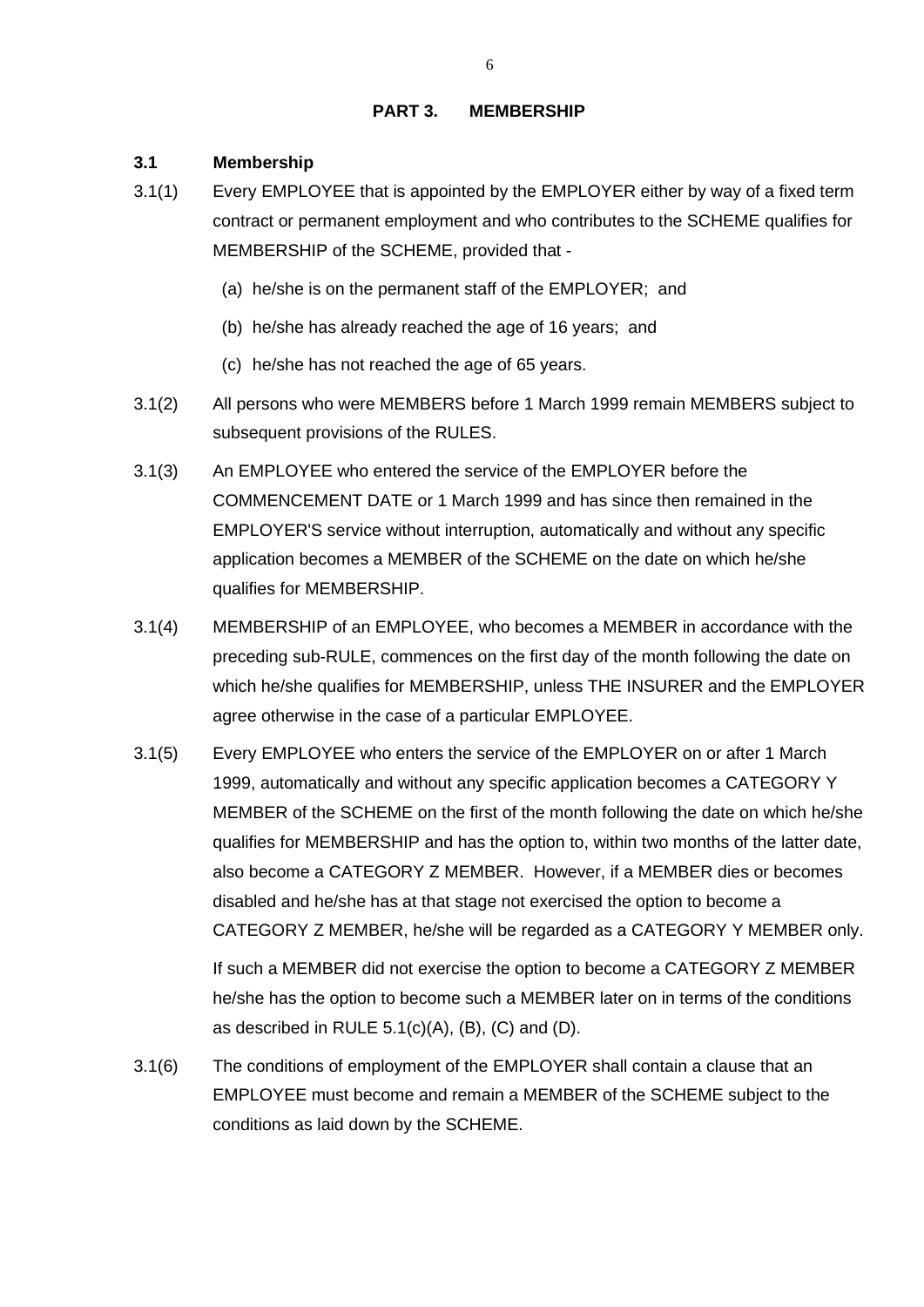## PART 3. MEMBERSHIP

### 3.1 Membership

3.1(1) Every EMPLOYEE that is appointed by the EMPLOYER either by way of a fixed term contract or permanent employment and who contributes to the SCHEME qualifies for MEMBERSHIP of the SCHEME, provided that -

(a) he/she is on the permanent staff of the EMPLOYER; and

(b) he/she has already reached the age of 16 years; and

(c) he/she has not reached the age of 65 years.

3.1(2) All persons who were MEMBERS before 1 March 1999 remain MEMBERS subject to subsequent provisions of the RULES.

3.1(3) An EMPLOYEE who entered the service of the EMPLOYER before the COMMENCEMENT DATE or 1 March 1999 and has since then remained in the EMPLOYER'S service without interruption, automatically and without any specific application becomes a MEMBER of the SCHEME on the date on which he/she qualifies for MEMBERSHIP.

3.1(4) MEMBERSHIP of an EMPLOYEE, who becomes a MEMBER in accordance with the preceding sub-RULE, commences on the first day of the month following the date on which he/she qualifies for MEMBERSHIP, unless THE INSURER and the EMPLOYER agree otherwise in the case of a particular EMPLOYEE.

3.1(5) Every EMPLOYEE who enters the service of the EMPLOYER on or after 1 March 1999, automatically and without any specific application becomes a CATEGORY Y MEMBER of the SCHEME on the first of the month following the date on which he/she qualifies for MEMBERSHIP and has the option to, within two months of the latter date, also become a CATEGORY Z MEMBER. However, if a MEMBER dies or becomes disabled and he/she has at that stage not exercised the option to become a CATEGORY Z MEMBER, he/she will be regarded as a CATEGORY Y MEMBER only.

If such a MEMBER did not exercise the option to become a CATEGORY Z MEMBER he/she has the option to become such a MEMBER later on in terms of the conditions as described in RULE 5.1(c)(A), (B), (C) and (D).

3.1(6) The conditions of employment of the EMPLOYER shall contain a clause that an EMPLOYEE must become and remain a MEMBER of the SCHEME subject to the conditions as laid down by the SCHEME.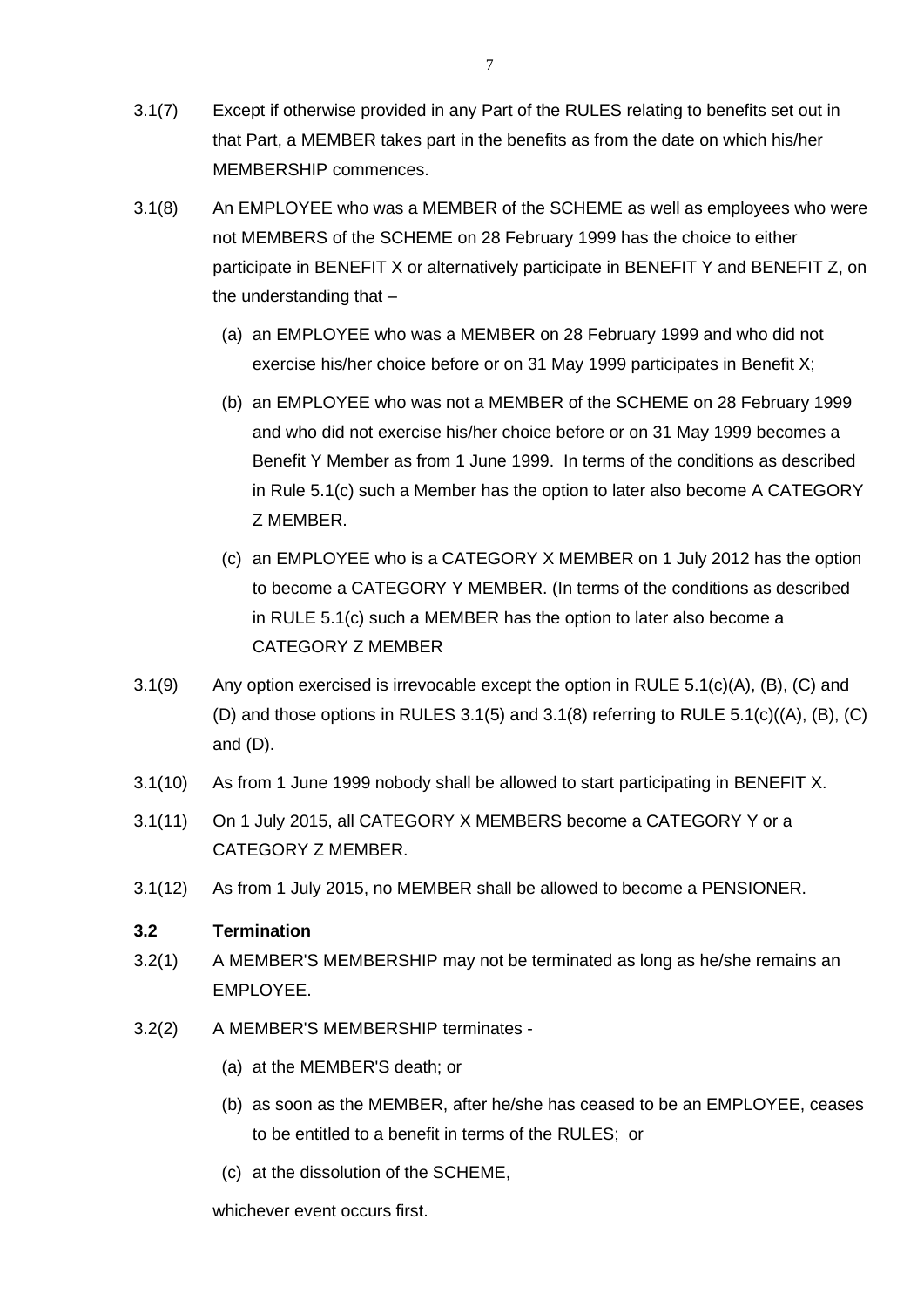3.1(7) Except if otherwise provided in any Part of the RULES relating to benefits set out in that Part, a MEMBER takes part in the benefits as from the date on which his/her MEMBERSHIP commences.

3.1(8) An EMPLOYEE who was a MEMBER of the SCHEME as well as employees who were not MEMBERS of the SCHEME on 28 February 1999 has the choice to either participate in BENEFIT X or alternatively participate in BENEFIT Y and BENEFIT Z, on the understanding that –

(a) an EMPLOYEE who was a MEMBER on 28 February 1999 and who did not exercise his/her choice before or on 31 May 1999 participates in Benefit X;

(b) an EMPLOYEE who was not a MEMBER of the SCHEME on 28 February 1999 and who did not exercise his/her choice before or on 31 May 1999 becomes a Benefit Y Member as from 1 June 1999. In terms of the conditions as described in Rule 5.1(c) such a Member has the option to later also become A CATEGORY Z MEMBER.

(c) an EMPLOYEE who is a CATEGORY X MEMBER on 1 July 2012 has the option to become a CATEGORY Y MEMBER. (In terms of the conditions as described in RULE 5.1(c) such a MEMBER has the option to later also become a CATEGORY Z MEMBER

3.1(9) Any option exercised is irrevocable except the option in RULE 5.1(c)(A), (B), (C) and (D) and those options in RULES 3.1(5) and 3.1(8) referring to RULE 5.1(c)((A), (B), (C) and (D).

3.1(10) As from 1 June 1999 nobody shall be allowed to start participating in BENEFIT X.

3.1(11) On 1 July 2015, all CATEGORY X MEMBERS become a CATEGORY Y or a CATEGORY Z MEMBER.

3.1(12) As from 1 July 2015, no MEMBER shall be allowed to become a PENSIONER.

### 3.2 Termination

3.2(1) A MEMBER'S MEMBERSHIP may not be terminated as long as he/she remains an EMPLOYEE.

3.2(2) A MEMBER'S MEMBERSHIP terminates -

(a) at the MEMBER'S death; or

(b) as soon as the MEMBER, after he/she has ceased to be an EMPLOYEE, ceases to be entitled to a benefit in terms of the RULES; or

(c) at the dissolution of the SCHEME,

whichever event occurs first.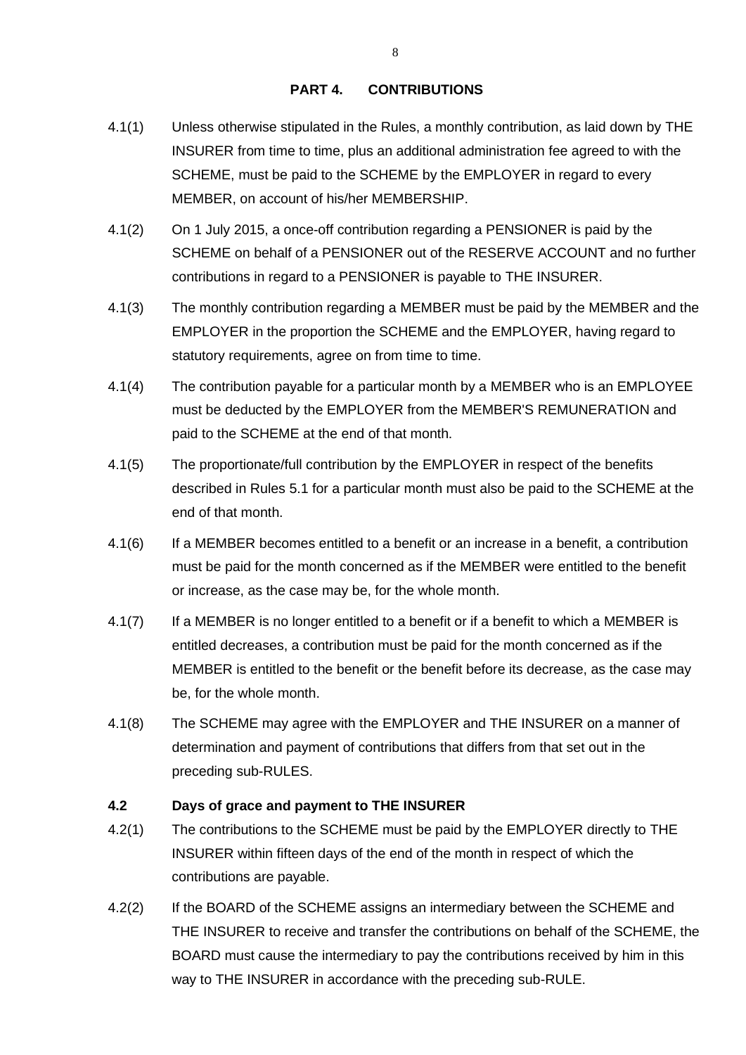## PART 4. CONTRIBUTIONS

4.1(1) Unless otherwise stipulated in the Rules, a monthly contribution, as laid down by THE INSURER from time to time, plus an additional administration fee agreed to with the SCHEME, must be paid to the SCHEME by the EMPLOYER in regard to every MEMBER, on account of his/her MEMBERSHIP.

4.1(2) On 1 July 2015, a once-off contribution regarding a PENSIONER is paid by the SCHEME on behalf of a PENSIONER out of the RESERVE ACCOUNT and no further contributions in regard to a PENSIONER is payable to THE INSURER.

4.1(3) The monthly contribution regarding a MEMBER must be paid by the MEMBER and the EMPLOYER in the proportion the SCHEME and the EMPLOYER, having regard to statutory requirements, agree on from time to time.

4.1(4) The contribution payable for a particular month by a MEMBER who is an EMPLOYEE must be deducted by the EMPLOYER from the MEMBER'S REMUNERATION and paid to the SCHEME at the end of that month.

4.1(5) The proportionate/full contribution by the EMPLOYER in respect of the benefits described in Rules 5.1 for a particular month must also be paid to the SCHEME at the end of that month.

4.1(6) If a MEMBER becomes entitled to a benefit or an increase in a benefit, a contribution must be paid for the month concerned as if the MEMBER were entitled to the benefit or increase, as the case may be, for the whole month.

4.1(7) If a MEMBER is no longer entitled to a benefit or if a benefit to which a MEMBER is entitled decreases, a contribution must be paid for the month concerned as if the MEMBER is entitled to the benefit or the benefit before its decrease, as the case may be, for the whole month.

4.1(8) The SCHEME may agree with the EMPLOYER and THE INSURER on a manner of determination and payment of contributions that differs from that set out in the preceding sub-RULES.

### 4.2 Days of grace and payment to THE INSURER

4.2(1) The contributions to the SCHEME must be paid by the EMPLOYER directly to THE INSURER within fifteen days of the end of the month in respect of which the contributions are payable.

4.2(2) If the BOARD of the SCHEME assigns an intermediary between the SCHEME and THE INSURER to receive and transfer the contributions on behalf of the SCHEME, the BOARD must cause the intermediary to pay the contributions received by him in this way to THE INSURER in accordance with the preceding sub-RULE.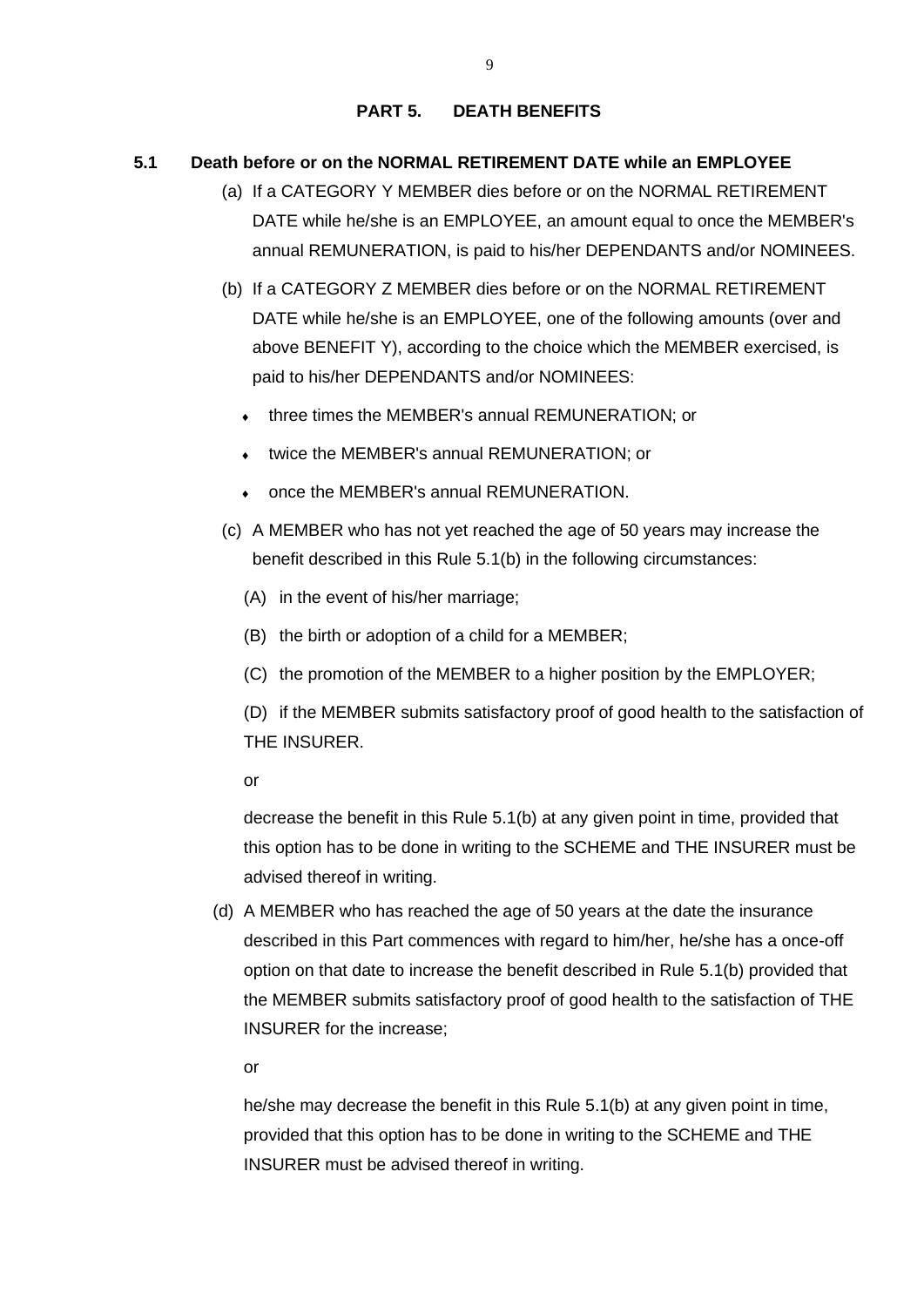## PART 5. DEATH BENEFITS

### 5.1 Death before or on the NORMAL RETIREMENT DATE while an EMPLOYEE

(a) If a CATEGORY Y MEMBER dies before or on the NORMAL RETIREMENT DATE while he/she is an EMPLOYEE, an amount equal to once the MEMBER's annual REMUNERATION, is paid to his/her DEPENDANTS and/or NOMINEES.

(b) If a CATEGORY Z MEMBER dies before or on the NORMAL RETIREMENT DATE while he/she is an EMPLOYEE, one of the following amounts (over and above BENEFIT Y), according to the choice which the MEMBER exercised, is paid to his/her DEPENDANTS and/or NOMINEES:

- three times the MEMBER's annual REMUNERATION; or
- twice the MEMBER's annual REMUNERATION; or
- once the MEMBER's annual REMUNERATION.

(c) A MEMBER who has not yet reached the age of 50 years may increase the benefit described in this Rule 5.1(b) in the following circumstances:

(A) in the event of his/her marriage;

(B) the birth or adoption of a child for a MEMBER;

(C) the promotion of the MEMBER to a higher position by the EMPLOYER;

(D) if the MEMBER submits satisfactory proof of good health to the satisfaction of THE INSURER.

or

decrease the benefit in this Rule 5.1(b) at any given point in time, provided that this option has to be done in writing to the SCHEME and THE INSURER must be advised thereof in writing.

(d) A MEMBER who has reached the age of 50 years at the date the insurance described in this Part commences with regard to him/her, he/she has a once-off option on that date to increase the benefit described in Rule 5.1(b) provided that the MEMBER submits satisfactory proof of good health to the satisfaction of THE INSURER for the increase;

or

he/she may decrease the benefit in this Rule 5.1(b) at any given point in time, provided that this option has to be done in writing to the SCHEME and THE INSURER must be advised thereof in writing.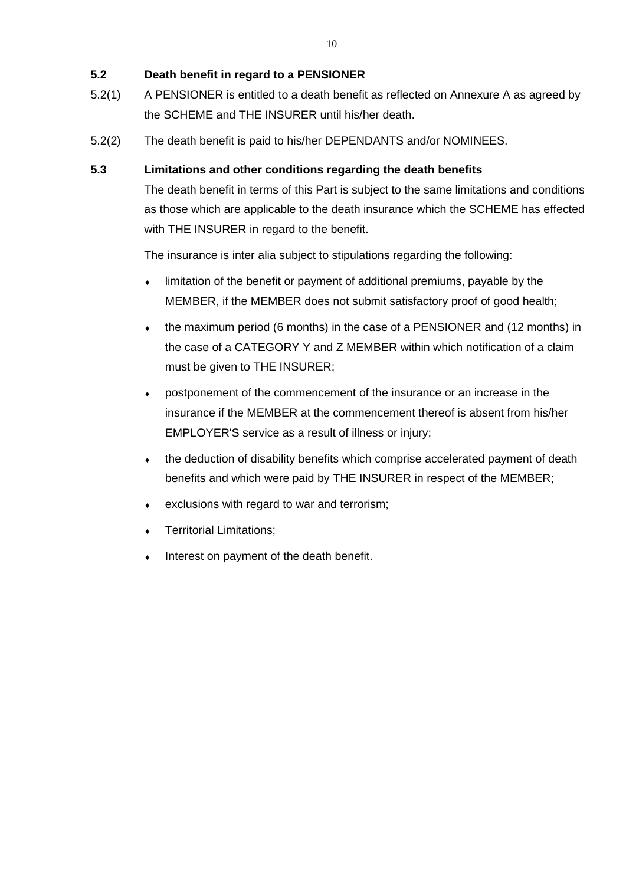**5.2 Death benefit in regard to a PENSIONER**

5.2(1) A PENSIONER is entitled to a death benefit as reflected on Annexure A as agreed by the SCHEME and THE INSURER until his/her death.

5.2(2) The death benefit is paid to his/her DEPENDANTS and/or NOMINEES.

**5.3 Limitations and other conditions regarding the death benefits**

The death benefit in terms of this Part is subject to the same limitations and conditions as those which are applicable to the death insurance which the SCHEME has effected with THE INSURER in regard to the benefit.

The insurance is inter alia subject to stipulations regarding the following:

- limitation of the benefit or payment of additional premiums, payable by the MEMBER, if the MEMBER does not submit satisfactory proof of good health;
- the maximum period (6 months) in the case of a PENSIONER and (12 months) in the case of a CATEGORY Y and Z MEMBER within which notification of a claim must be given to THE INSURER;
- postponement of the commencement of the insurance or an increase in the insurance if the MEMBER at the commencement thereof is absent from his/her EMPLOYER'S service as a result of illness or injury;
- the deduction of disability benefits which comprise accelerated payment of death benefits and which were paid by THE INSURER in respect of the MEMBER;
- exclusions with regard to war and terrorism;
- Territorial Limitations;
- Interest on payment of the death benefit.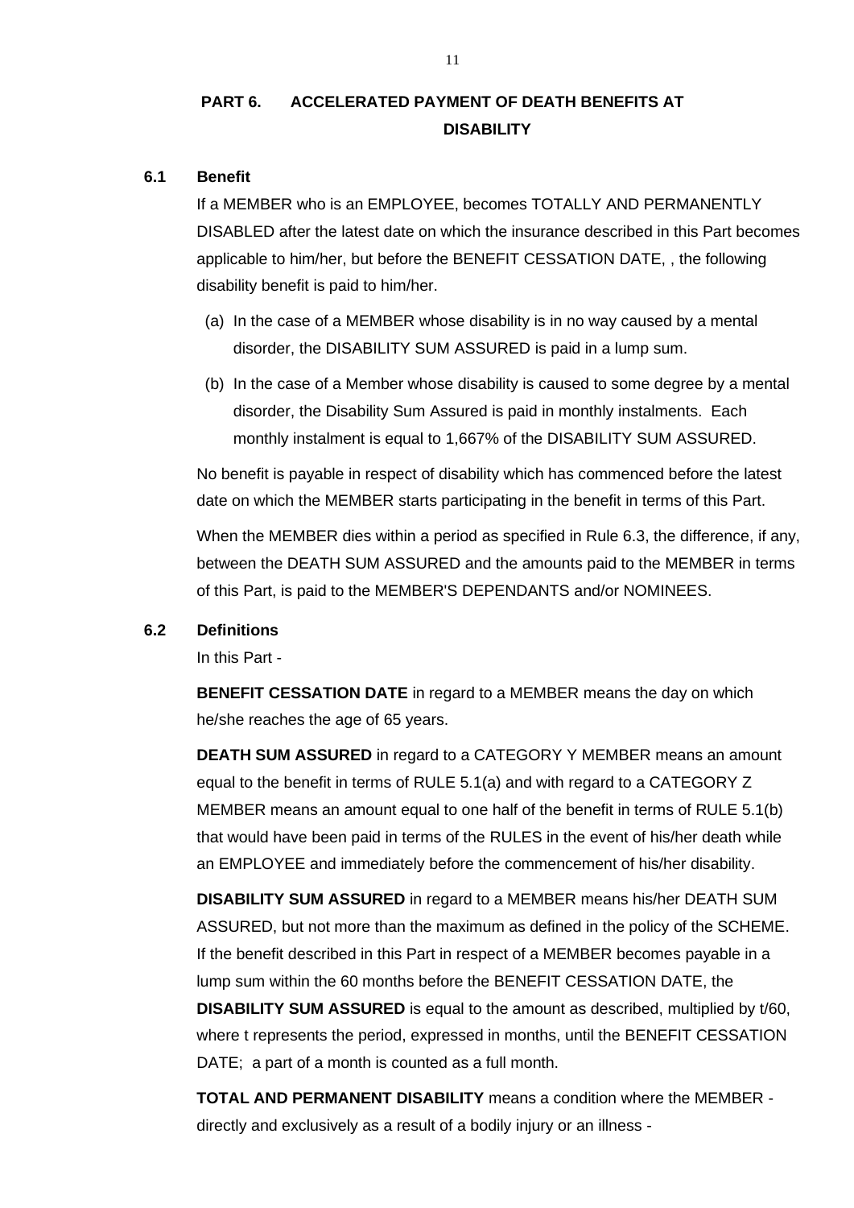## PART 6. ACCELERATED PAYMENT OF DEATH BENEFITS AT DISABILITY

### 6.1 Benefit

If a MEMBER who is an EMPLOYEE, becomes TOTALLY AND PERMANENTLY DISABLED after the latest date on which the insurance described in this Part becomes applicable to him/her, but before the BENEFIT CESSATION DATE, , the following disability benefit is paid to him/her.

(a) In the case of a MEMBER whose disability is in no way caused by a mental disorder, the DISABILITY SUM ASSURED is paid in a lump sum.

(b) In the case of a Member whose disability is caused to some degree by a mental disorder, the Disability Sum Assured is paid in monthly instalments. Each monthly instalment is equal to 1,667% of the DISABILITY SUM ASSURED.

No benefit is payable in respect of disability which has commenced before the latest date on which the MEMBER starts participating in the benefit in terms of this Part.

When the MEMBER dies within a period as specified in Rule 6.3, the difference, if any, between the DEATH SUM ASSURED and the amounts paid to the MEMBER in terms of this Part, is paid to the MEMBER'S DEPENDANTS and/or NOMINEES.

### 6.2 Definitions

In this Part -

**BENEFIT CESSATION DATE** in regard to a MEMBER means the day on which he/she reaches the age of 65 years.

**DEATH SUM ASSURED** in regard to a CATEGORY Y MEMBER means an amount equal to the benefit in terms of RULE 5.1(a) and with regard to a CATEGORY Z MEMBER means an amount equal to one half of the benefit in terms of RULE 5.1(b) that would have been paid in terms of the RULES in the event of his/her death while an EMPLOYEE and immediately before the commencement of his/her disability.

**DISABILITY SUM ASSURED** in regard to a MEMBER means his/her DEATH SUM ASSURED, but not more than the maximum as defined in the policy of the SCHEME. If the benefit described in this Part in respect of a MEMBER becomes payable in a lump sum within the 60 months before the BENEFIT CESSATION DATE, the **DISABILITY SUM ASSURED** is equal to the amount as described, multiplied by t/60, where t represents the period, expressed in months, until the BENEFIT CESSATION DATE; a part of a month is counted as a full month.

**TOTAL AND PERMANENT DISABILITY** means a condition where the MEMBER - directly and exclusively as a result of a bodily injury or an illness -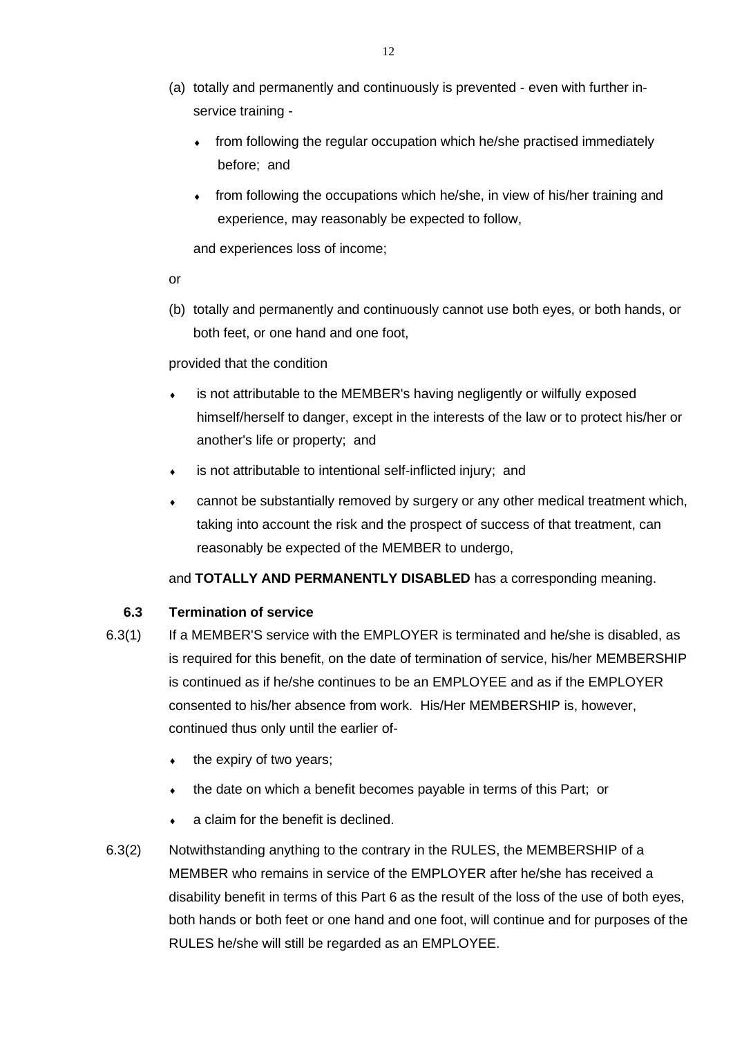(a) totally and permanently and continuously is prevented - even with further in-service training -

- from following the regular occupation which he/she practised immediately before; and
- from following the occupations which he/she, in view of his/her training and experience, may reasonably be expected to follow,

and experiences loss of income;

or

(b) totally and permanently and continuously cannot use both eyes, or both hands, or both feet, or one hand and one foot,

provided that the condition

- is not attributable to the MEMBER's having negligently or wilfully exposed himself/herself to danger, except in the interests of the law or to protect his/her or another's life or property; and
- is not attributable to intentional self-inflicted injury; and
- cannot be substantially removed by surgery or any other medical treatment which, taking into account the risk and the prospect of success of that treatment, can reasonably be expected of the MEMBER to undergo,

and **TOTALLY AND PERMANENTLY DISABLED** has a corresponding meaning.

### 6.3 Termination of service

6.3(1) If a MEMBER'S service with the EMPLOYER is terminated and he/she is disabled, as is required for this benefit, on the date of termination of service, his/her MEMBERSHIP is continued as if he/she continues to be an EMPLOYEE and as if the EMPLOYER consented to his/her absence from work. His/Her MEMBERSHIP is, however, continued thus only until the earlier of-

- the expiry of two years;
- the date on which a benefit becomes payable in terms of this Part; or
- a claim for the benefit is declined.

6.3(2) Notwithstanding anything to the contrary in the RULES, the MEMBERSHIP of a MEMBER who remains in service of the EMPLOYER after he/she has received a disability benefit in terms of this Part 6 as the result of the loss of the use of both eyes, both hands or both feet or one hand and one foot, will continue and for purposes of the RULES he/she will still be regarded as an EMPLOYEE.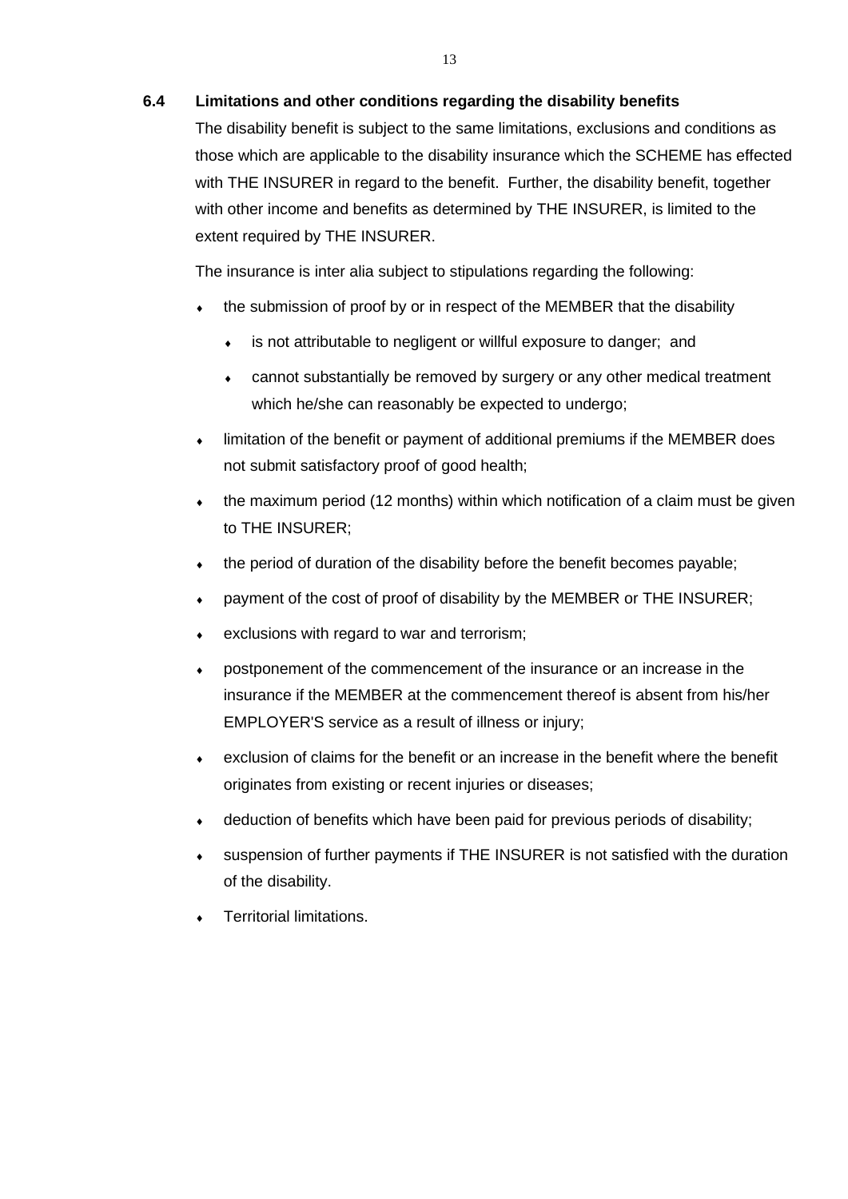### 6.4 Limitations and other conditions regarding the disability benefits

The disability benefit is subject to the same limitations, exclusions and conditions as those which are applicable to the disability insurance which the SCHEME has effected with THE INSURER in regard to the benefit. Further, the disability benefit, together with other income and benefits as determined by THE INSURER, is limited to the extent required by THE INSURER.

The insurance is inter alia subject to stipulations regarding the following:

- the submission of proof by or in respect of the MEMBER that the disability
  - is not attributable to negligent or willful exposure to danger; and
  - cannot substantially be removed by surgery or any other medical treatment which he/she can reasonably be expected to undergo;
- limitation of the benefit or payment of additional premiums if the MEMBER does not submit satisfactory proof of good health;
- the maximum period (12 months) within which notification of a claim must be given to THE INSURER;
- the period of duration of the disability before the benefit becomes payable;
- payment of the cost of proof of disability by the MEMBER or THE INSURER;
- exclusions with regard to war and terrorism;
- postponement of the commencement of the insurance or an increase in the insurance if the MEMBER at the commencement thereof is absent from his/her EMPLOYER'S service as a result of illness or injury;
- exclusion of claims for the benefit or an increase in the benefit where the benefit originates from existing or recent injuries or diseases;
- deduction of benefits which have been paid for previous periods of disability;
- suspension of further payments if THE INSURER is not satisfied with the duration of the disability.
- Territorial limitations.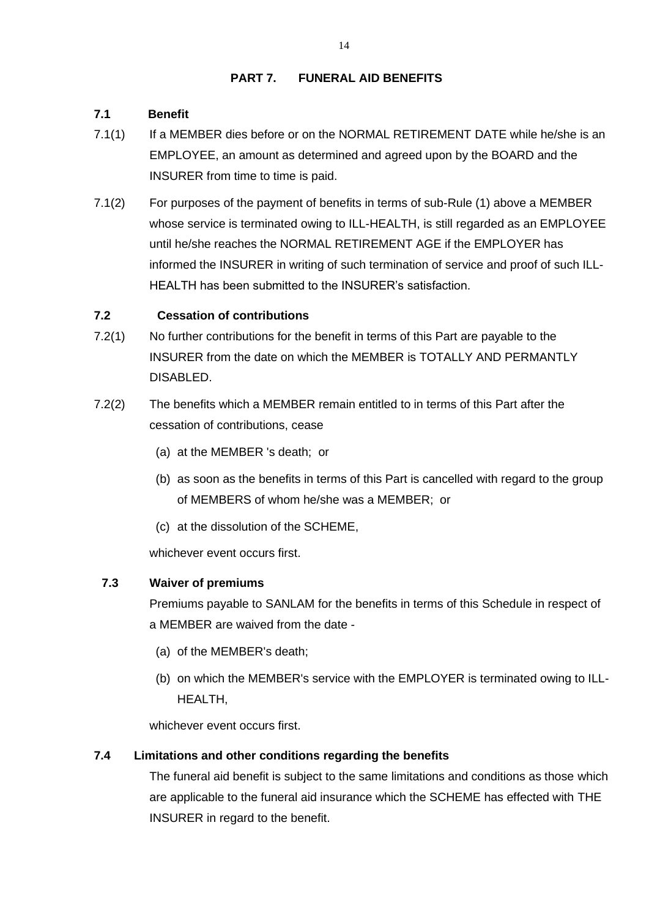## PART 7. FUNERAL AID BENEFITS

### 7.1 Benefit

7.1(1) If a MEMBER dies before or on the NORMAL RETIREMENT DATE while he/she is an EMPLOYEE, an amount as determined and agreed upon by the BOARD and the INSURER from time to time is paid.

7.1(2) For purposes of the payment of benefits in terms of sub-Rule (1) above a MEMBER whose service is terminated owing to ILL-HEALTH, is still regarded as an EMPLOYEE until he/she reaches the NORMAL RETIREMENT AGE if the EMPLOYER has informed the INSURER in writing of such termination of service and proof of such ILL-HEALTH has been submitted to the INSURER's satisfaction.

### 7.2 Cessation of contributions

7.2(1) No further contributions for the benefit in terms of this Part are payable to the INSURER from the date on which the MEMBER is TOTALLY AND PERMANTLY DISABLED.

7.2(2) The benefits which a MEMBER remain entitled to in terms of this Part after the cessation of contributions, cease

(a) at the MEMBER 's death; or

(b) as soon as the benefits in terms of this Part is cancelled with regard to the group of MEMBERS of whom he/she was a MEMBER; or

(c) at the dissolution of the SCHEME,

whichever event occurs first.

### 7.3 Waiver of premiums

Premiums payable to SANLAM for the benefits in terms of this Schedule in respect of a MEMBER are waived from the date -

(a) of the MEMBER's death;

(b) on which the MEMBER's service with the EMPLOYER is terminated owing to ILL-HEALTH,

whichever event occurs first.

### 7.4 Limitations and other conditions regarding the benefits

The funeral aid benefit is subject to the same limitations and conditions as those which are applicable to the funeral aid insurance which the SCHEME has effected with THE INSURER in regard to the benefit.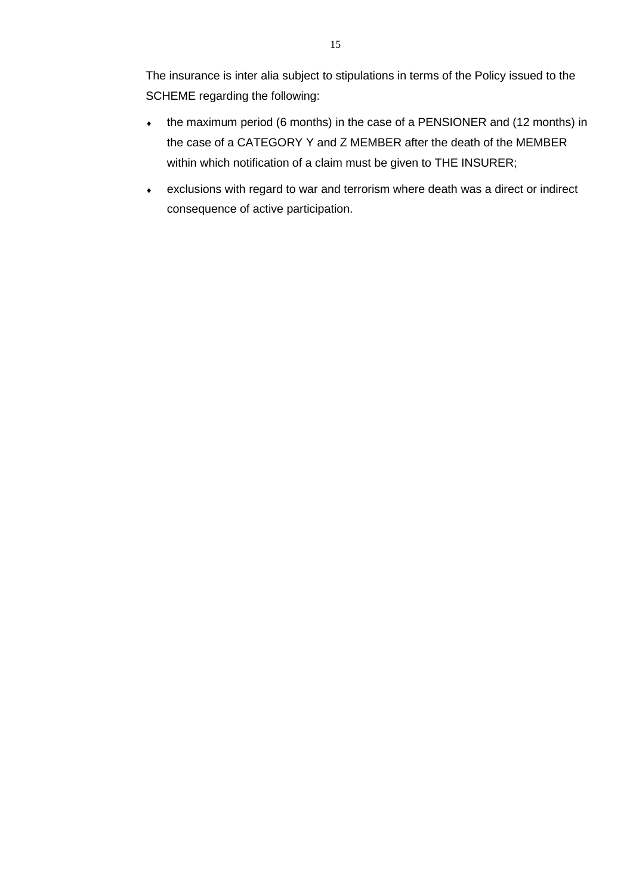The insurance is inter alia subject to stipulations in terms of the Policy issued to the SCHEME regarding the following:

- the maximum period (6 months) in the case of a PENSIONER and (12 months) in the case of a CATEGORY Y and Z MEMBER after the death of the MEMBER within which notification of a claim must be given to THE INSURER;
- exclusions with regard to war and terrorism where death was a direct or indirect consequence of active participation.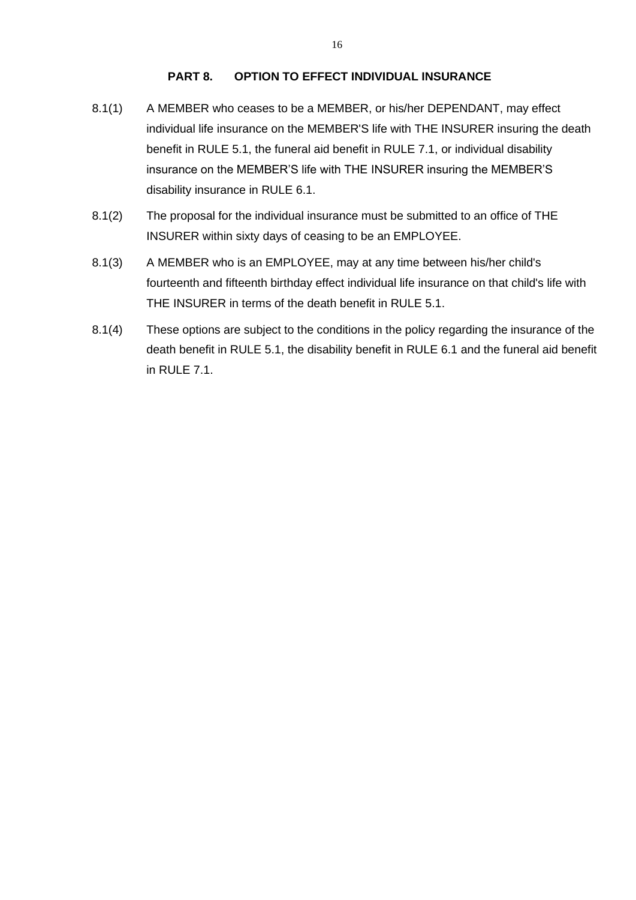## PART 8. OPTION TO EFFECT INDIVIDUAL INSURANCE

8.1(1) A MEMBER who ceases to be a MEMBER, or his/her DEPENDANT, may effect individual life insurance on the MEMBER'S life with THE INSURER insuring the death benefit in RULE 5.1, the funeral aid benefit in RULE 7.1, or individual disability insurance on the MEMBER'S life with THE INSURER insuring the MEMBER'S disability insurance in RULE 6.1.

8.1(2) The proposal for the individual insurance must be submitted to an office of THE INSURER within sixty days of ceasing to be an EMPLOYEE.

8.1(3) A MEMBER who is an EMPLOYEE, may at any time between his/her child's fourteenth and fifteenth birthday effect individual life insurance on that child's life with THE INSURER in terms of the death benefit in RULE 5.1.

8.1(4) These options are subject to the conditions in the policy regarding the insurance of the death benefit in RULE 5.1, the disability benefit in RULE 6.1 and the funeral aid benefit in RULE 7.1.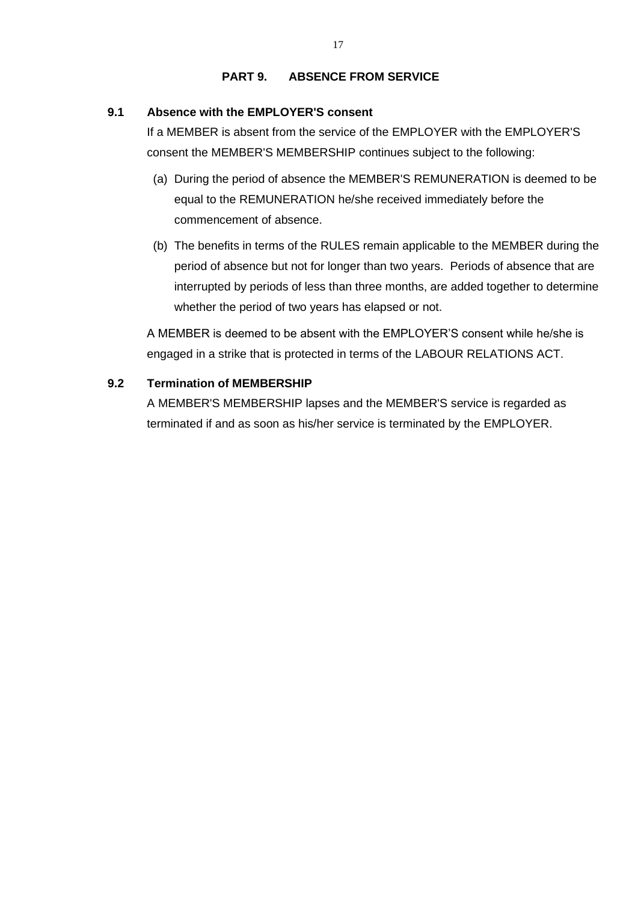## PART 9. ABSENCE FROM SERVICE

### 9.1 Absence with the EMPLOYER'S consent

If a MEMBER is absent from the service of the EMPLOYER with the EMPLOYER'S consent the MEMBER'S MEMBERSHIP continues subject to the following:

(a) During the period of absence the MEMBER'S REMUNERATION is deemed to be equal to the REMUNERATION he/she received immediately before the commencement of absence.

(b) The benefits in terms of the RULES remain applicable to the MEMBER during the period of absence but not for longer than two years. Periods of absence that are interrupted by periods of less than three months, are added together to determine whether the period of two years has elapsed or not.

A MEMBER is deemed to be absent with the EMPLOYER'S consent while he/she is engaged in a strike that is protected in terms of the LABOUR RELATIONS ACT.

### 9.2 Termination of MEMBERSHIP

A MEMBER'S MEMBERSHIP lapses and the MEMBER'S service is regarded as terminated if and as soon as his/her service is terminated by the EMPLOYER.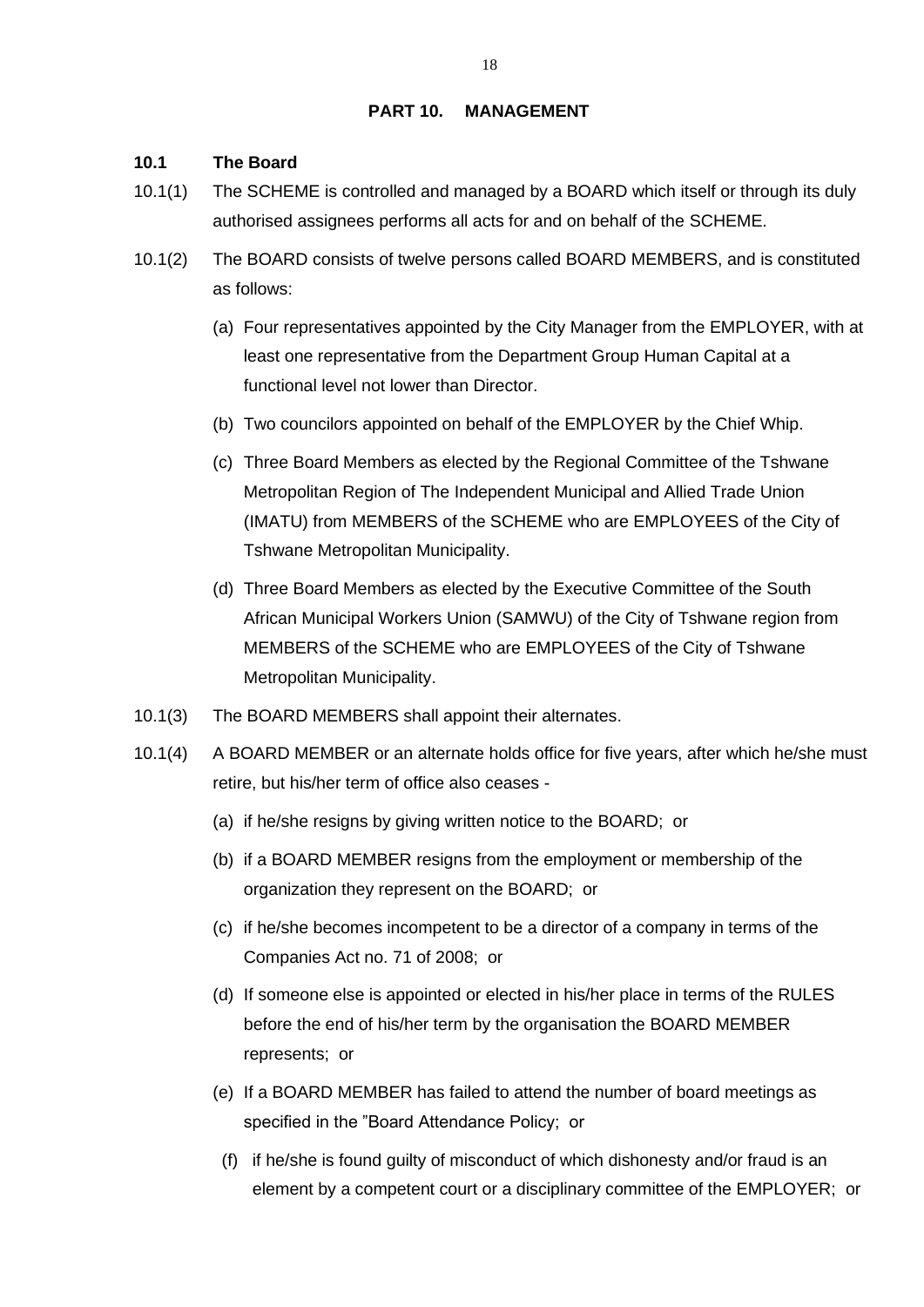## PART 10. MANAGEMENT

### 10.1 The Board

10.1(1) The SCHEME is controlled and managed by a BOARD which itself or through its duly authorised assignees performs all acts for and on behalf of the SCHEME.

10.1(2) The BOARD consists of twelve persons called BOARD MEMBERS, and is constituted as follows:

(a) Four representatives appointed by the City Manager from the EMPLOYER, with at least one representative from the Department Group Human Capital at a functional level not lower than Director.

(b) Two councilors appointed on behalf of the EMPLOYER by the Chief Whip.

(c) Three Board Members as elected by the Regional Committee of the Tshwane Metropolitan Region of The Independent Municipal and Allied Trade Union (IMATU) from MEMBERS of the SCHEME who are EMPLOYEES of the City of Tshwane Metropolitan Municipality.

(d) Three Board Members as elected by the Executive Committee of the South African Municipal Workers Union (SAMWU) of the City of Tshwane region from MEMBERS of the SCHEME who are EMPLOYEES of the City of Tshwane Metropolitan Municipality.

10.1(3) The BOARD MEMBERS shall appoint their alternates.

10.1(4) A BOARD MEMBER or an alternate holds office for five years, after which he/she must retire, but his/her term of office also ceases -

(a) if he/she resigns by giving written notice to the BOARD; or

(b) if a BOARD MEMBER resigns from the employment or membership of the organization they represent on the BOARD; or

(c) if he/she becomes incompetent to be a director of a company in terms of the Companies Act no. 71 of 2008; or

(d) If someone else is appointed or elected in his/her place in terms of the RULES before the end of his/her term by the organisation the BOARD MEMBER represents; or

(e) If a BOARD MEMBER has failed to attend the number of board meetings as specified in the "Board Attendance Policy; or

(f) if he/she is found guilty of misconduct of which dishonesty and/or fraud is an element by a competent court or a disciplinary committee of the EMPLOYER; or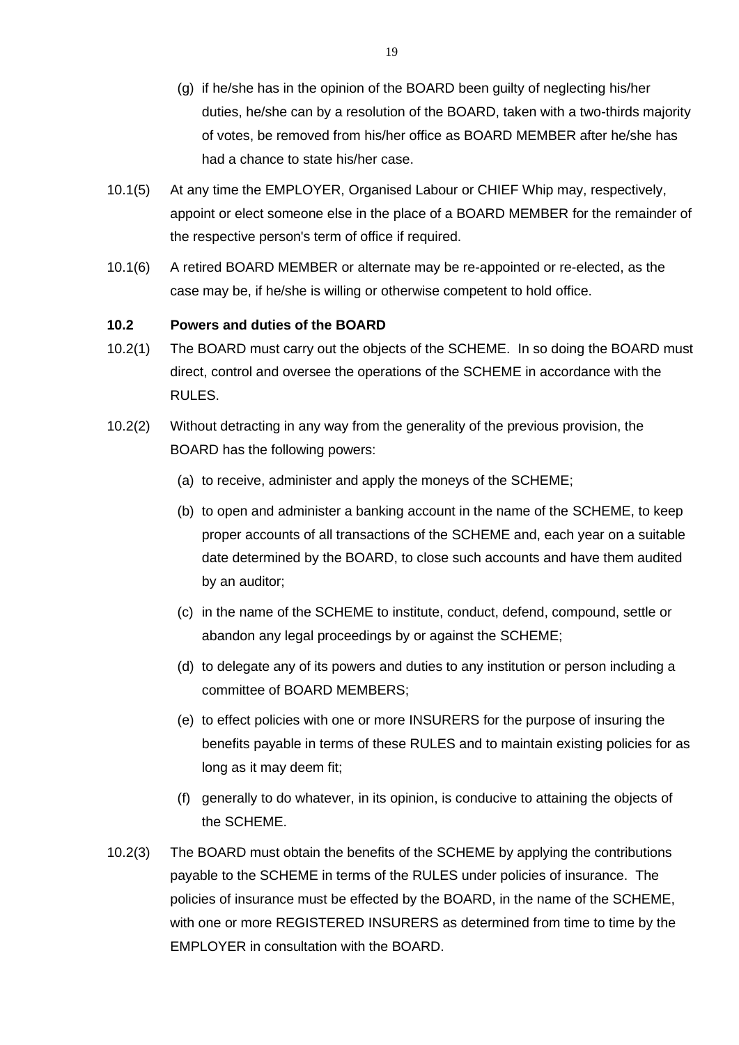(g) if he/she has in the opinion of the BOARD been guilty of neglecting his/her duties, he/she can by a resolution of the BOARD, taken with a two-thirds majority of votes, be removed from his/her office as BOARD MEMBER after he/she has had a chance to state his/her case.

10.1(5) At any time the EMPLOYER, Organised Labour or CHIEF Whip may, respectively, appoint or elect someone else in the place of a BOARD MEMBER for the remainder of the respective person's term of office if required.

10.1(6) A retired BOARD MEMBER or alternate may be re-appointed or re-elected, as the case may be, if he/she is willing or otherwise competent to hold office.

**10.2 Powers and duties of the BOARD**

10.2(1) The BOARD must carry out the objects of the SCHEME. In so doing the BOARD must direct, control and oversee the operations of the SCHEME in accordance with the RULES.

10.2(2) Without detracting in any way from the generality of the previous provision, the BOARD has the following powers:

(a) to receive, administer and apply the moneys of the SCHEME;

(b) to open and administer a banking account in the name of the SCHEME, to keep proper accounts of all transactions of the SCHEME and, each year on a suitable date determined by the BOARD, to close such accounts and have them audited by an auditor;

(c) in the name of the SCHEME to institute, conduct, defend, compound, settle or abandon any legal proceedings by or against the SCHEME;

(d) to delegate any of its powers and duties to any institution or person including a committee of BOARD MEMBERS;

(e) to effect policies with one or more INSURERS for the purpose of insuring the benefits payable in terms of these RULES and to maintain existing policies for as long as it may deem fit;

(f) generally to do whatever, in its opinion, is conducive to attaining the objects of the SCHEME.

10.2(3) The BOARD must obtain the benefits of the SCHEME by applying the contributions payable to the SCHEME in terms of the RULES under policies of insurance. The policies of insurance must be effected by the BOARD, in the name of the SCHEME, with one or more REGISTERED INSURERS as determined from time to time by the EMPLOYER in consultation with the BOARD.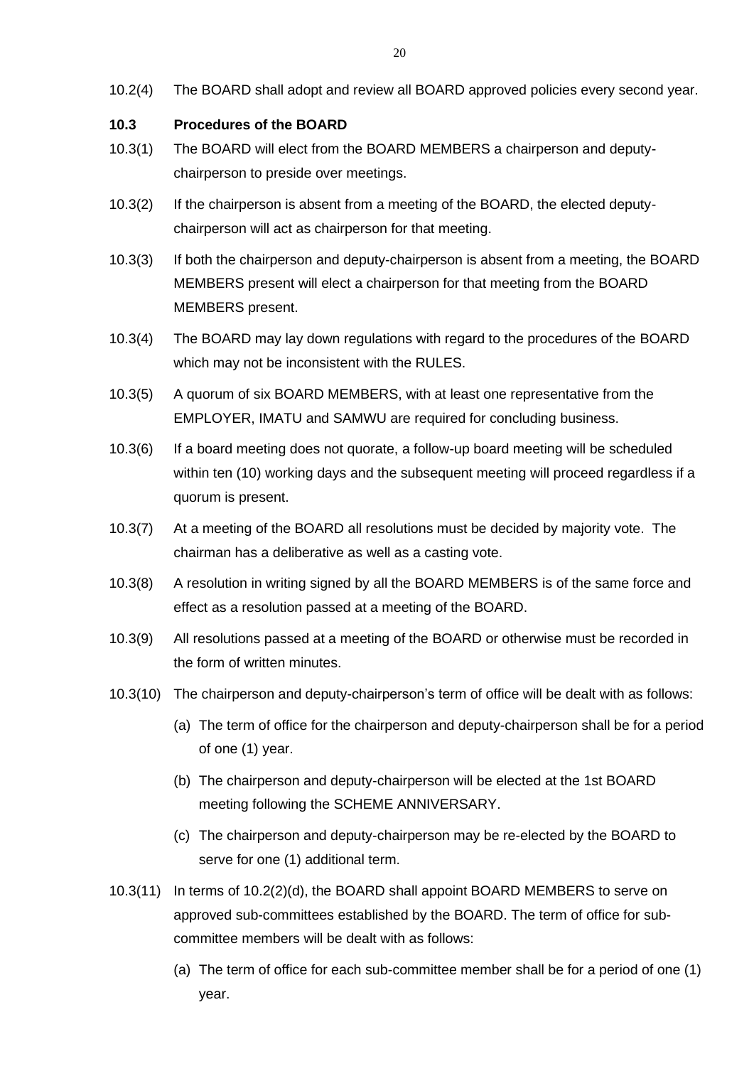10.2(4) The BOARD shall adopt and review all BOARD approved policies every second year.

### 10.3 Procedures of the BOARD

10.3(1) The BOARD will elect from the BOARD MEMBERS a chairperson and deputy-chairperson to preside over meetings.

10.3(2) If the chairperson is absent from a meeting of the BOARD, the elected deputy-chairperson will act as chairperson for that meeting.

10.3(3) If both the chairperson and deputy-chairperson is absent from a meeting, the BOARD MEMBERS present will elect a chairperson for that meeting from the BOARD MEMBERS present.

10.3(4) The BOARD may lay down regulations with regard to the procedures of the BOARD which may not be inconsistent with the RULES.

10.3(5) A quorum of six BOARD MEMBERS, with at least one representative from the EMPLOYER, IMATU and SAMWU are required for concluding business.

10.3(6) If a board meeting does not quorate, a follow-up board meeting will be scheduled within ten (10) working days and the subsequent meeting will proceed regardless if a quorum is present.

10.3(7) At a meeting of the BOARD all resolutions must be decided by majority vote. The chairman has a deliberative as well as a casting vote.

10.3(8) A resolution in writing signed by all the BOARD MEMBERS is of the same force and effect as a resolution passed at a meeting of the BOARD.

10.3(9) All resolutions passed at a meeting of the BOARD or otherwise must be recorded in the form of written minutes.

10.3(10) The chairperson and deputy-chairperson's term of office will be dealt with as follows:

(a) The term of office for the chairperson and deputy-chairperson shall be for a period of one (1) year.

(b) The chairperson and deputy-chairperson will be elected at the 1st BOARD meeting following the SCHEME ANNIVERSARY.

(c) The chairperson and deputy-chairperson may be re-elected by the BOARD to serve for one (1) additional term.

10.3(11) In terms of 10.2(2)(d), the BOARD shall appoint BOARD MEMBERS to serve on approved sub-committees established by the BOARD. The term of office for sub-committee members will be dealt with as follows:

(a) The term of office for each sub-committee member shall be for a period of one (1) year.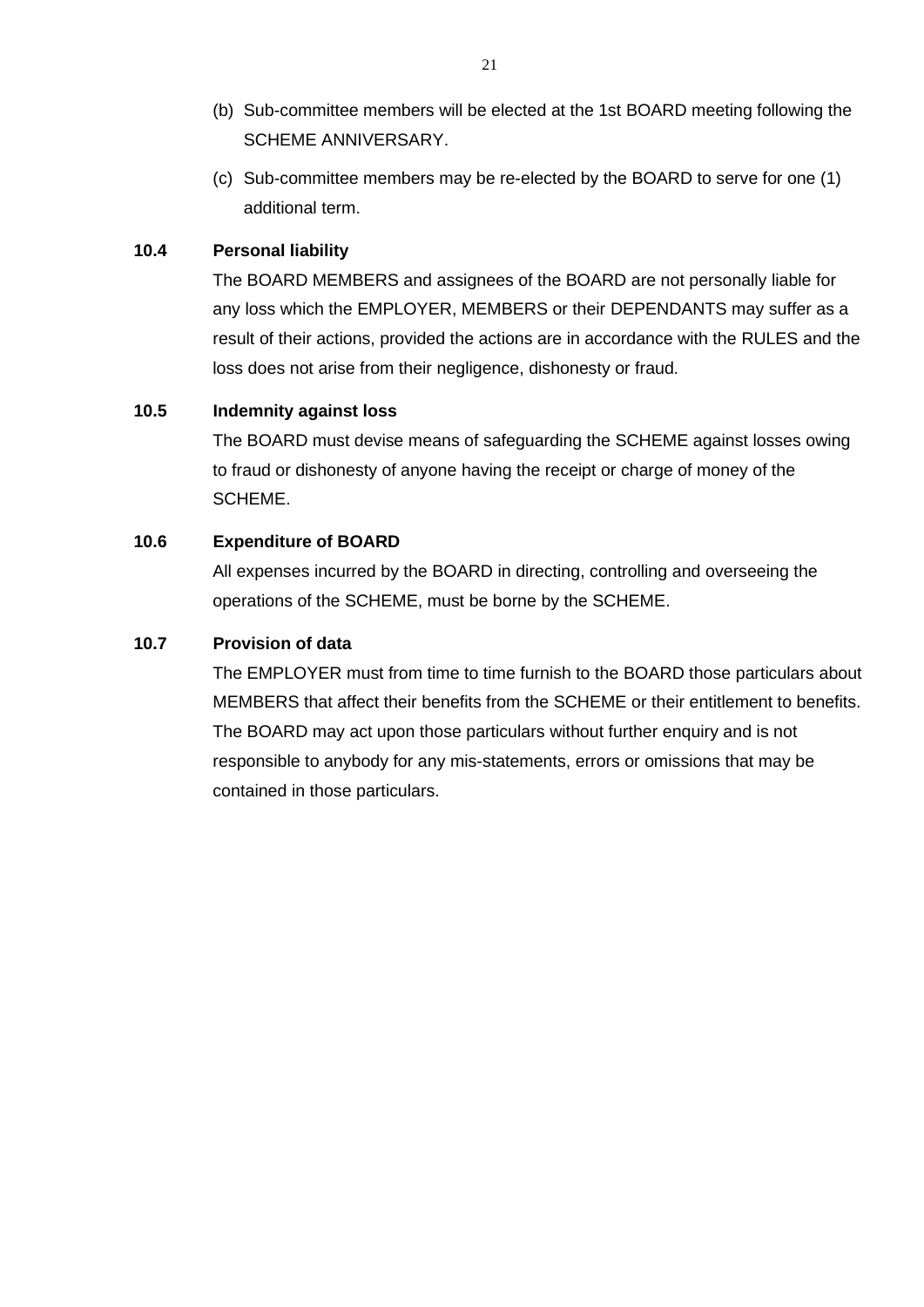(b) Sub-committee members will be elected at the 1st BOARD meeting following the SCHEME ANNIVERSARY.

(c) Sub-committee members may be re-elected by the BOARD to serve for one (1) additional term.

**10.4 Personal liability**

The BOARD MEMBERS and assignees of the BOARD are not personally liable for any loss which the EMPLOYER, MEMBERS or their DEPENDANTS may suffer as a result of their actions, provided the actions are in accordance with the RULES and the loss does not arise from their negligence, dishonesty or fraud.

**10.5 Indemnity against loss**

The BOARD must devise means of safeguarding the SCHEME against losses owing to fraud or dishonesty of anyone having the receipt or charge of money of the SCHEME.

**10.6 Expenditure of BOARD**

All expenses incurred by the BOARD in directing, controlling and overseeing the operations of the SCHEME, must be borne by the SCHEME.

**10.7 Provision of data**

The EMPLOYER must from time to time furnish to the BOARD those particulars about MEMBERS that affect their benefits from the SCHEME or their entitlement to benefits. The BOARD may act upon those particulars without further enquiry and is not responsible to anybody for any mis-statements, errors or omissions that may be contained in those particulars.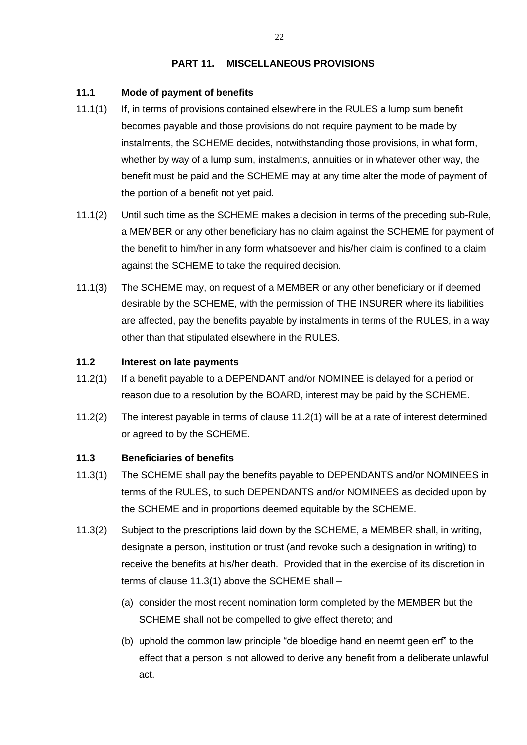## PART 11. MISCELLANEOUS PROVISIONS

### 11.1 Mode of payment of benefits

11.1(1) If, in terms of provisions contained elsewhere in the RULES a lump sum benefit becomes payable and those provisions do not require payment to be made by instalments, the SCHEME decides, notwithstanding those provisions, in what form, whether by way of a lump sum, instalments, annuities or in whatever other way, the benefit must be paid and the SCHEME may at any time alter the mode of payment of the portion of a benefit not yet paid.

11.1(2) Until such time as the SCHEME makes a decision in terms of the preceding sub-Rule, a MEMBER or any other beneficiary has no claim against the SCHEME for payment of the benefit to him/her in any form whatsoever and his/her claim is confined to a claim against the SCHEME to take the required decision.

11.1(3) The SCHEME may, on request of a MEMBER or any other beneficiary or if deemed desirable by the SCHEME, with the permission of THE INSURER where its liabilities are affected, pay the benefits payable by instalments in terms of the RULES, in a way other than that stipulated elsewhere in the RULES.

### 11.2 Interest on late payments

11.2(1) If a benefit payable to a DEPENDANT and/or NOMINEE is delayed for a period or reason due to a resolution by the BOARD, interest may be paid by the SCHEME.

11.2(2) The interest payable in terms of clause 11.2(1) will be at a rate of interest determined or agreed to by the SCHEME.

### 11.3 Beneficiaries of benefits

11.3(1) The SCHEME shall pay the benefits payable to DEPENDANTS and/or NOMINEES in terms of the RULES, to such DEPENDANTS and/or NOMINEES as decided upon by the SCHEME and in proportions deemed equitable by the SCHEME.

11.3(2) Subject to the prescriptions laid down by the SCHEME, a MEMBER shall, in writing, designate a person, institution or trust (and revoke such a designation in writing) to receive the benefits at his/her death. Provided that in the exercise of its discretion in terms of clause 11.3(1) above the SCHEME shall –

(a) consider the most recent nomination form completed by the MEMBER but the SCHEME shall not be compelled to give effect thereto; and

(b) uphold the common law principle "de bloedige hand en neemt geen erf" to the effect that a person is not allowed to derive any benefit from a deliberate unlawful act.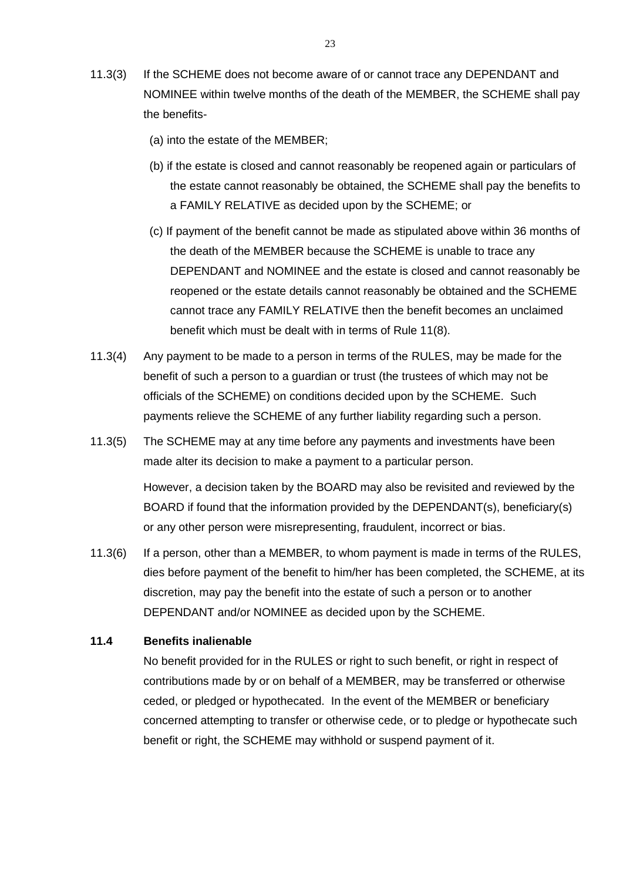11.3(3) If the SCHEME does not become aware of or cannot trace any DEPENDANT and NOMINEE within twelve months of the death of the MEMBER, the SCHEME shall pay the benefits-

(a) into the estate of the MEMBER;

(b) if the estate is closed and cannot reasonably be reopened again or particulars of the estate cannot reasonably be obtained, the SCHEME shall pay the benefits to a FAMILY RELATIVE as decided upon by the SCHEME; or

(c) If payment of the benefit cannot be made as stipulated above within 36 months of the death of the MEMBER because the SCHEME is unable to trace any DEPENDANT and NOMINEE and the estate is closed and cannot reasonably be reopened or the estate details cannot reasonably be obtained and the SCHEME cannot trace any FAMILY RELATIVE then the benefit becomes an unclaimed benefit which must be dealt with in terms of Rule 11(8).

11.3(4) Any payment to be made to a person in terms of the RULES, may be made for the benefit of such a person to a guardian or trust (the trustees of which may not be officials of the SCHEME) on conditions decided upon by the SCHEME. Such payments relieve the SCHEME of any further liability regarding such a person.

11.3(5) The SCHEME may at any time before any payments and investments have been made alter its decision to make a payment to a particular person.

However, a decision taken by the BOARD may also be revisited and reviewed by the BOARD if found that the information provided by the DEPENDANT(s), beneficiary(s) or any other person were misrepresenting, fraudulent, incorrect or bias.

11.3(6) If a person, other than a MEMBER, to whom payment is made in terms of the RULES, dies before payment of the benefit to him/her has been completed, the SCHEME, at its discretion, may pay the benefit into the estate of such a person or to another DEPENDANT and/or NOMINEE as decided upon by the SCHEME.

### 11.4 Benefits inalienable

No benefit provided for in the RULES or right to such benefit, or right in respect of contributions made by or on behalf of a MEMBER, may be transferred or otherwise ceded, or pledged or hypothecated. In the event of the MEMBER or beneficiary concerned attempting to transfer or otherwise cede, or to pledge or hypothecate such benefit or right, the SCHEME may withhold or suspend payment of it.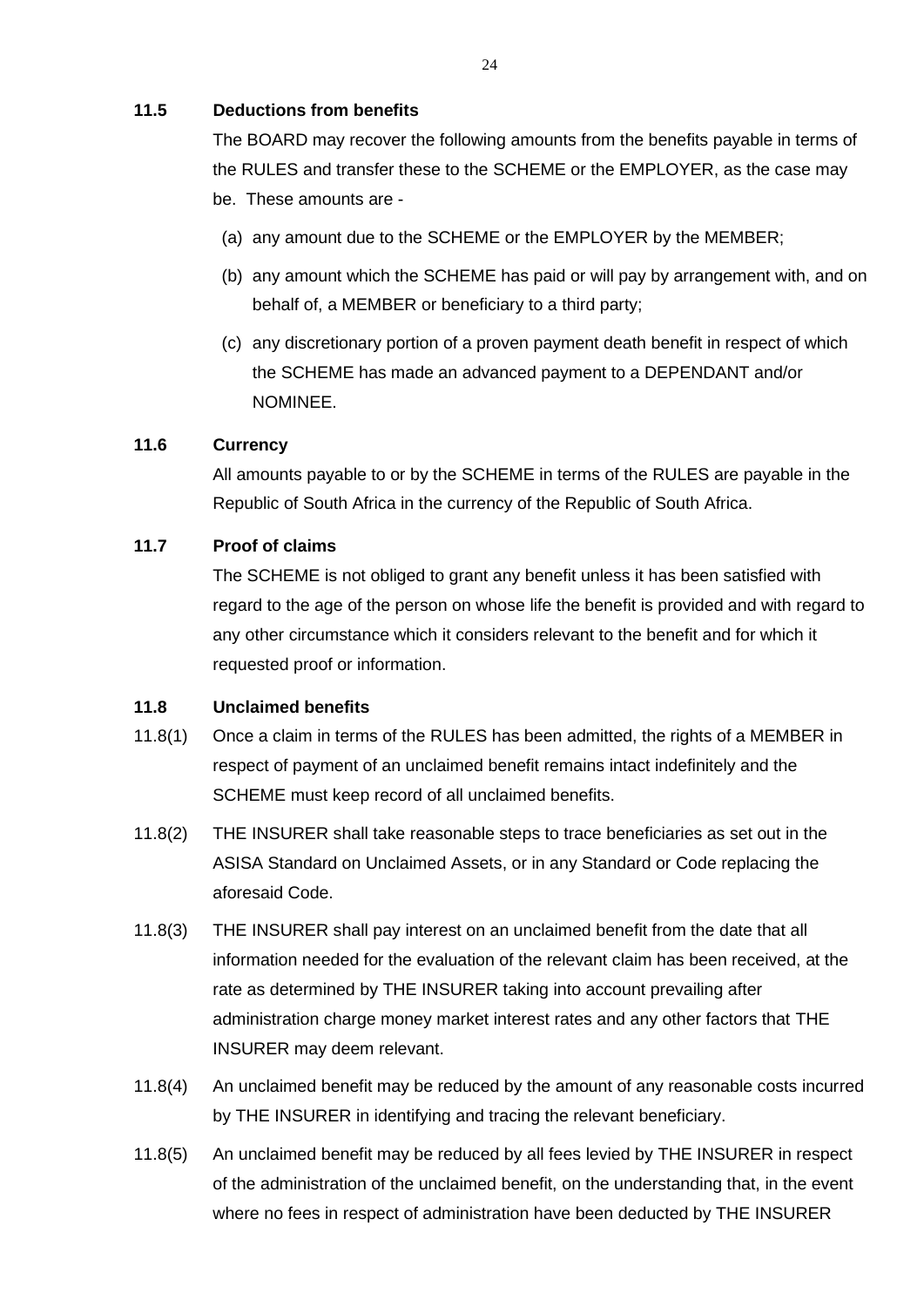**11.5 Deductions from benefits**

The BOARD may recover the following amounts from the benefits payable in terms of the RULES and transfer these to the SCHEME or the EMPLOYER, as the case may be. These amounts are -

(a) any amount due to the SCHEME or the EMPLOYER by the MEMBER;

(b) any amount which the SCHEME has paid or will pay by arrangement with, and on behalf of, a MEMBER or beneficiary to a third party;

(c) any discretionary portion of a proven payment death benefit in respect of which the SCHEME has made an advanced payment to a DEPENDANT and/or NOMINEE.

**11.6 Currency**

All amounts payable to or by the SCHEME in terms of the RULES are payable in the Republic of South Africa in the currency of the Republic of South Africa.

**11.7 Proof of claims**

The SCHEME is not obliged to grant any benefit unless it has been satisfied with regard to the age of the person on whose life the benefit is provided and with regard to any other circumstance which it considers relevant to the benefit and for which it requested proof or information.

**11.8 Unclaimed benefits**

11.8(1) Once a claim in terms of the RULES has been admitted, the rights of a MEMBER in respect of payment of an unclaimed benefit remains intact indefinitely and the SCHEME must keep record of all unclaimed benefits.

11.8(2) THE INSURER shall take reasonable steps to trace beneficiaries as set out in the ASISA Standard on Unclaimed Assets, or in any Standard or Code replacing the aforesaid Code.

11.8(3) THE INSURER shall pay interest on an unclaimed benefit from the date that all information needed for the evaluation of the relevant claim has been received, at the rate as determined by THE INSURER taking into account prevailing after administration charge money market interest rates and any other factors that THE INSURER may deem relevant.

11.8(4) An unclaimed benefit may be reduced by the amount of any reasonable costs incurred by THE INSURER in identifying and tracing the relevant beneficiary.

11.8(5) An unclaimed benefit may be reduced by all fees levied by THE INSURER in respect of the administration of the unclaimed benefit, on the understanding that, in the event where no fees in respect of administration have been deducted by THE INSURER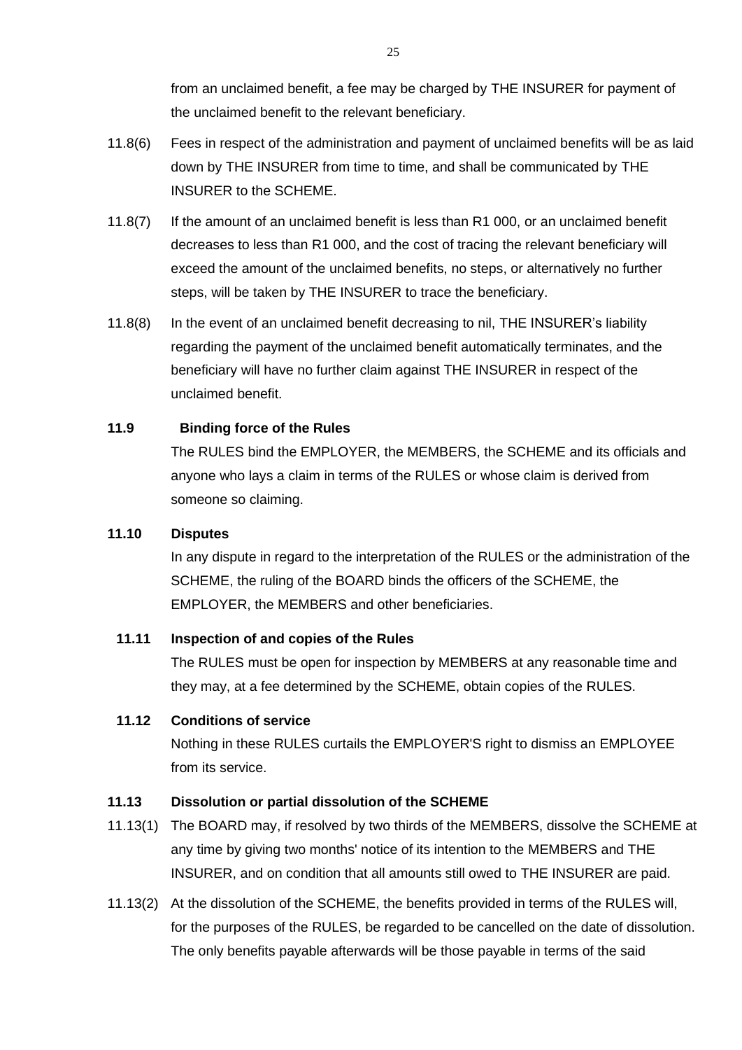from an unclaimed benefit, a fee may be charged by THE INSURER for payment of the unclaimed benefit to the relevant beneficiary.

11.8(6) Fees in respect of the administration and payment of unclaimed benefits will be as laid down by THE INSURER from time to time, and shall be communicated by THE INSURER to the SCHEME.

11.8(7) If the amount of an unclaimed benefit is less than R1 000, or an unclaimed benefit decreases to less than R1 000, and the cost of tracing the relevant beneficiary will exceed the amount of the unclaimed benefits, no steps, or alternatively no further steps, will be taken by THE INSURER to trace the beneficiary.

11.8(8) In the event of an unclaimed benefit decreasing to nil, THE INSURER's liability regarding the payment of the unclaimed benefit automatically terminates, and the beneficiary will have no further claim against THE INSURER in respect of the unclaimed benefit.

**11.9 Binding force of the Rules**

The RULES bind the EMPLOYER, the MEMBERS, the SCHEME and its officials and anyone who lays a claim in terms of the RULES or whose claim is derived from someone so claiming.

**11.10 Disputes**

In any dispute in regard to the interpretation of the RULES or the administration of the SCHEME, the ruling of the BOARD binds the officers of the SCHEME, the EMPLOYER, the MEMBERS and other beneficiaries.

**11.11 Inspection of and copies of the Rules**

The RULES must be open for inspection by MEMBERS at any reasonable time and they may, at a fee determined by the SCHEME, obtain copies of the RULES.

**11.12 Conditions of service**

Nothing in these RULES curtails the EMPLOYER'S right to dismiss an EMPLOYEE from its service.

**11.13 Dissolution or partial dissolution of the SCHEME**

11.13(1) The BOARD may, if resolved by two thirds of the MEMBERS, dissolve the SCHEME at any time by giving two months' notice of its intention to the MEMBERS and THE INSURER, and on condition that all amounts still owed to THE INSURER are paid.

11.13(2) At the dissolution of the SCHEME, the benefits provided in terms of the RULES will, for the purposes of the RULES, be regarded to be cancelled on the date of dissolution. The only benefits payable afterwards will be those payable in terms of the said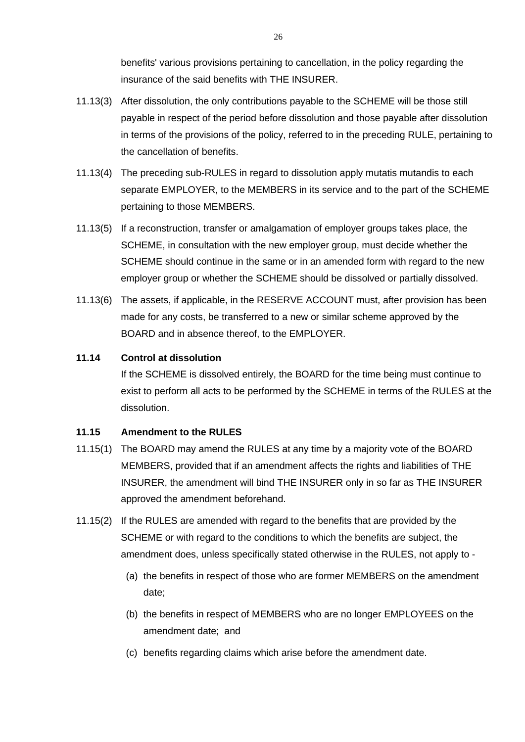benefits' various provisions pertaining to cancellation, in the policy regarding the insurance of the said benefits with THE INSURER.

11.13(3) After dissolution, the only contributions payable to the SCHEME will be those still payable in respect of the period before dissolution and those payable after dissolution in terms of the provisions of the policy, referred to in the preceding RULE, pertaining to the cancellation of benefits.

11.13(4) The preceding sub-RULES in regard to dissolution apply mutatis mutandis to each separate EMPLOYER, to the MEMBERS in its service and to the part of the SCHEME pertaining to those MEMBERS.

11.13(5) If a reconstruction, transfer or amalgamation of employer groups takes place, the SCHEME, in consultation with the new employer group, must decide whether the SCHEME should continue in the same or in an amended form with regard to the new employer group or whether the SCHEME should be dissolved or partially dissolved.

11.13(6) The assets, if applicable, in the RESERVE ACCOUNT must, after provision has been made for any costs, be transferred to a new or similar scheme approved by the BOARD and in absence thereof, to the EMPLOYER.

**11.14 Control at dissolution**

If the SCHEME is dissolved entirely, the BOARD for the time being must continue to exist to perform all acts to be performed by the SCHEME in terms of the RULES at the dissolution.

**11.15 Amendment to the RULES**

11.15(1) The BOARD may amend the RULES at any time by a majority vote of the BOARD MEMBERS, provided that if an amendment affects the rights and liabilities of THE INSURER, the amendment will bind THE INSURER only in so far as THE INSURER approved the amendment beforehand.

11.15(2) If the RULES are amended with regard to the benefits that are provided by the SCHEME or with regard to the conditions to which the benefits are subject, the amendment does, unless specifically stated otherwise in the RULES, not apply to -

(a) the benefits in respect of those who are former MEMBERS on the amendment date;

(b) the benefits in respect of MEMBERS who are no longer EMPLOYEES on the amendment date; and

(c) benefits regarding claims which arise before the amendment date.